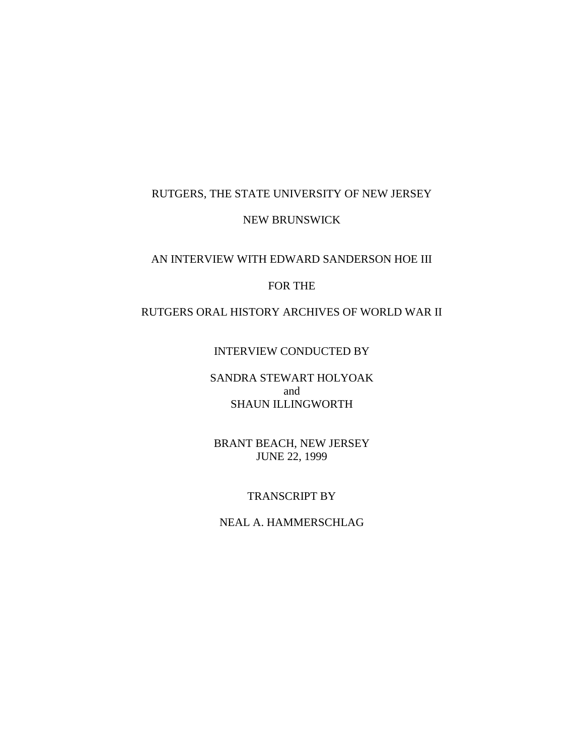RUTGERS, THE STATE UNIVERSITY OF NEW JERSEY

NEW BRUNSWICK

AN INTERVIEW WITH EDWARD SANDERSON HOE III

FOR THE

RUTGERS ORAL HISTORY ARCHIVES OF WORLD WAR II

INTERVIEW CONDUCTED BY

SANDRA STEWART HOLYOAK
and
SHAUN ILLINGWORTH

BRANT BEACH, NEW JERSEY
JUNE 22, 1999

TRANSCRIPT BY

NEAL A. HAMMERSCHLAG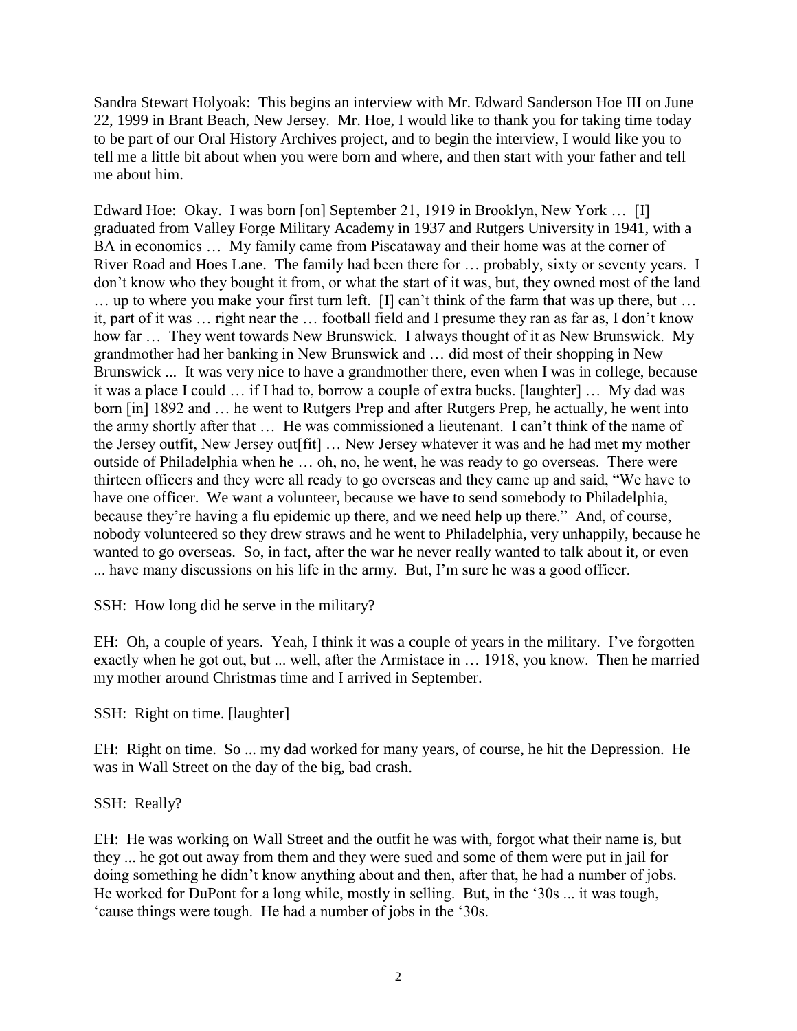Sandra Stewart Holyoak: This begins an interview with Mr. Edward Sanderson Hoe III on June 22, 1999 in Brant Beach, New Jersey. Mr. Hoe, I would like to thank you for taking time today to be part of our Oral History Archives project, and to begin the interview, I would like you to tell me a little bit about when you were born and where, and then start with your father and tell me about him.

Edward Hoe: Okay. I was born [on] September 21, 1919 in Brooklyn, New York … [I] graduated from Valley Forge Military Academy in 1937 and Rutgers University in 1941, with a BA in economics … My family came from Piscataway and their home was at the corner of River Road and Hoes Lane. The family had been there for … probably, sixty or seventy years. I don't know who they bought it from, or what the start of it was, but, they owned most of the land … up to where you make your first turn left. [I] can't think of the farm that was up there, but … it, part of it was … right near the … football field and I presume they ran as far as, I don't know how far … They went towards New Brunswick. I always thought of it as New Brunswick. My grandmother had her banking in New Brunswick and … did most of their shopping in New Brunswick ... It was very nice to have a grandmother there, even when I was in college, because it was a place I could … if I had to, borrow a couple of extra bucks. [laughter] … My dad was born [in] 1892 and … he went to Rutgers Prep and after Rutgers Prep, he actually, he went into the army shortly after that … He was commissioned a lieutenant. I can't think of the name of the Jersey outfit, New Jersey out[fit] … New Jersey whatever it was and he had met my mother outside of Philadelphia when he … oh, no, he went, he was ready to go overseas. There were thirteen officers and they were all ready to go overseas and they came up and said, "We have to have one officer. We want a volunteer, because we have to send somebody to Philadelphia, because they're having a flu epidemic up there, and we need help up there." And, of course, nobody volunteered so they drew straws and he went to Philadelphia, very unhappily, because he wanted to go overseas. So, in fact, after the war he never really wanted to talk about it, or even ... have many discussions on his life in the army. But, I'm sure he was a good officer.

SSH: How long did he serve in the military?

EH: Oh, a couple of years. Yeah, I think it was a couple of years in the military. I've forgotten exactly when he got out, but ... well, after the Armistace in … 1918, you know. Then he married my mother around Christmas time and I arrived in September.

SSH: Right on time. [laughter]

EH: Right on time. So ... my dad worked for many years, of course, he hit the Depression. He was in Wall Street on the day of the big, bad crash.

SSH: Really?

EH: He was working on Wall Street and the outfit he was with, forgot what their name is, but they ... he got out away from them and they were sued and some of them were put in jail for doing something he didn't know anything about and then, after that, he had a number of jobs. He worked for DuPont for a long while, mostly in selling. But, in the '30s ... it was tough, 'cause things were tough. He had a number of jobs in the '30s.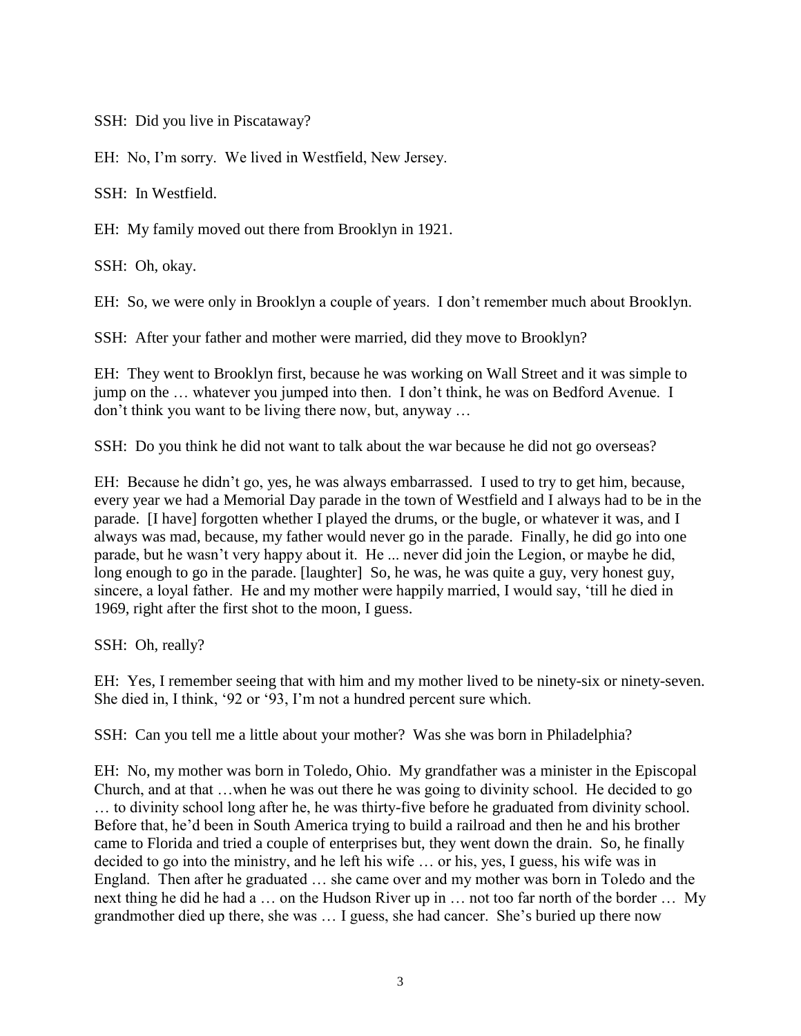SSH: Did you live in Piscataway?

EH: No, I'm sorry. We lived in Westfield, New Jersey.

SSH: In Westfield.

EH: My family moved out there from Brooklyn in 1921.

SSH: Oh, okay.

EH: So, we were only in Brooklyn a couple of years. I don't remember much about Brooklyn.

SSH: After your father and mother were married, did they move to Brooklyn?

EH: They went to Brooklyn first, because he was working on Wall Street and it was simple to jump on the … whatever you jumped into then. I don't think, he was on Bedford Avenue. I don't think you want to be living there now, but, anyway …

SSH: Do you think he did not want to talk about the war because he did not go overseas?

EH: Because he didn't go, yes, he was always embarrassed. I used to try to get him, because, every year we had a Memorial Day parade in the town of Westfield and I always had to be in the parade. [I have] forgotten whether I played the drums, or the bugle, or whatever it was, and I always was mad, because, my father would never go in the parade. Finally, he did go into one parade, but he wasn't very happy about it. He ... never did join the Legion, or maybe he did, long enough to go in the parade. [laughter] So, he was, he was quite a guy, very honest guy, sincere, a loyal father. He and my mother were happily married, I would say, 'till he died in 1969, right after the first shot to the moon, I guess.

SSH: Oh, really?

EH: Yes, I remember seeing that with him and my mother lived to be ninety-six or ninety-seven. She died in, I think, '92 or '93, I'm not a hundred percent sure which.

SSH: Can you tell me a little about your mother? Was she was born in Philadelphia?

EH: No, my mother was born in Toledo, Ohio. My grandfather was a minister in the Episcopal Church, and at that …when he was out there he was going to divinity school. He decided to go … to divinity school long after he, he was thirty-five before he graduated from divinity school. Before that, he'd been in South America trying to build a railroad and then he and his brother came to Florida and tried a couple of enterprises but, they went down the drain. So, he finally decided to go into the ministry, and he left his wife … or his, yes, I guess, his wife was in England. Then after he graduated … she came over and my mother was born in Toledo and the next thing he did he had a … on the Hudson River up in … not too far north of the border … My grandmother died up there, she was … I guess, she had cancer. She's buried up there now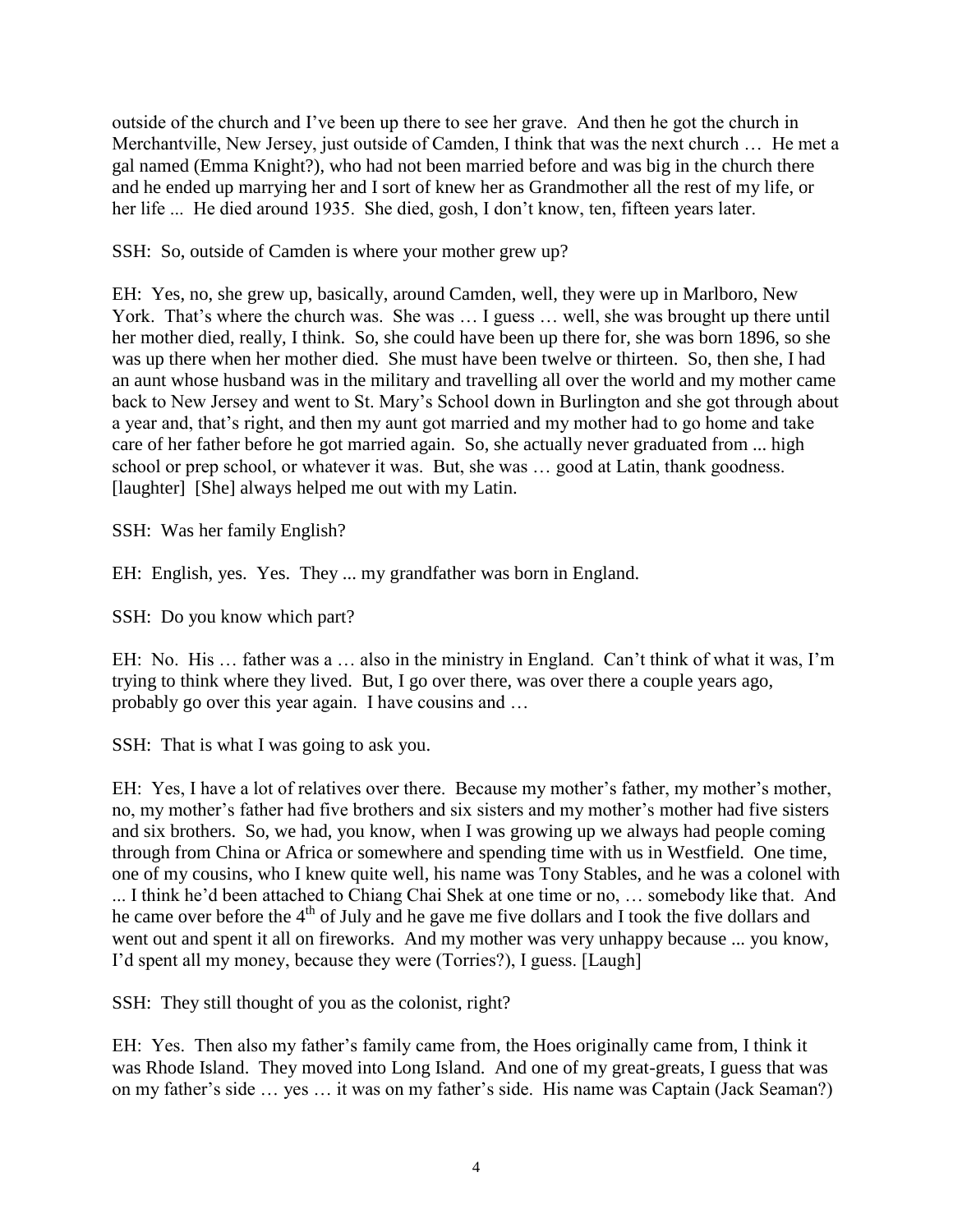outside of the church and I've been up there to see her grave. And then he got the church in Merchantville, New Jersey, just outside of Camden, I think that was the next church … He met a gal named (Emma Knight?), who had not been married before and was big in the church there and he ended up marrying her and I sort of knew her as Grandmother all the rest of my life, or her life ... He died around 1935. She died, gosh, I don't know, ten, fifteen years later.

SSH: So, outside of Camden is where your mother grew up?

EH: Yes, no, she grew up, basically, around Camden, well, they were up in Marlboro, New York. That's where the church was. She was … I guess … well, she was brought up there until her mother died, really, I think. So, she could have been up there for, she was born 1896, so she was up there when her mother died. She must have been twelve or thirteen. So, then she, I had an aunt whose husband was in the military and travelling all over the world and my mother came back to New Jersey and went to St. Mary's School down in Burlington and she got through about a year and, that's right, and then my aunt got married and my mother had to go home and take care of her father before he got married again. So, she actually never graduated from ... high school or prep school, or whatever it was. But, she was … good at Latin, thank goodness. [laughter] [She] always helped me out with my Latin.

SSH: Was her family English?

EH: English, yes. Yes. They ... my grandfather was born in England.

SSH: Do you know which part?

EH: No. His … father was a … also in the ministry in England. Can't think of what it was, I'm trying to think where they lived. But, I go over there, was over there a couple years ago, probably go over this year again. I have cousins and …

SSH: That is what I was going to ask you.

EH: Yes, I have a lot of relatives over there. Because my mother's father, my mother's mother, no, my mother's father had five brothers and six sisters and my mother's mother had five sisters and six brothers. So, we had, you know, when I was growing up we always had people coming through from China or Africa or somewhere and spending time with us in Westfield. One time, one of my cousins, who I knew quite well, his name was Tony Stables, and he was a colonel with ... I think he'd been attached to Chiang Chai Shek at one time or no, … somebody like that. And he came over before the 4th of July and he gave me five dollars and I took the five dollars and went out and spent it all on fireworks. And my mother was very unhappy because ... you know, I'd spent all my money, because they were (Torries?), I guess. [Laugh]

SSH: They still thought of you as the colonist, right?

EH: Yes. Then also my father's family came from, the Hoes originally came from, I think it was Rhode Island. They moved into Long Island. And one of my great-greats, I guess that was on my father's side … yes … it was on my father's side. His name was Captain (Jack Seaman?)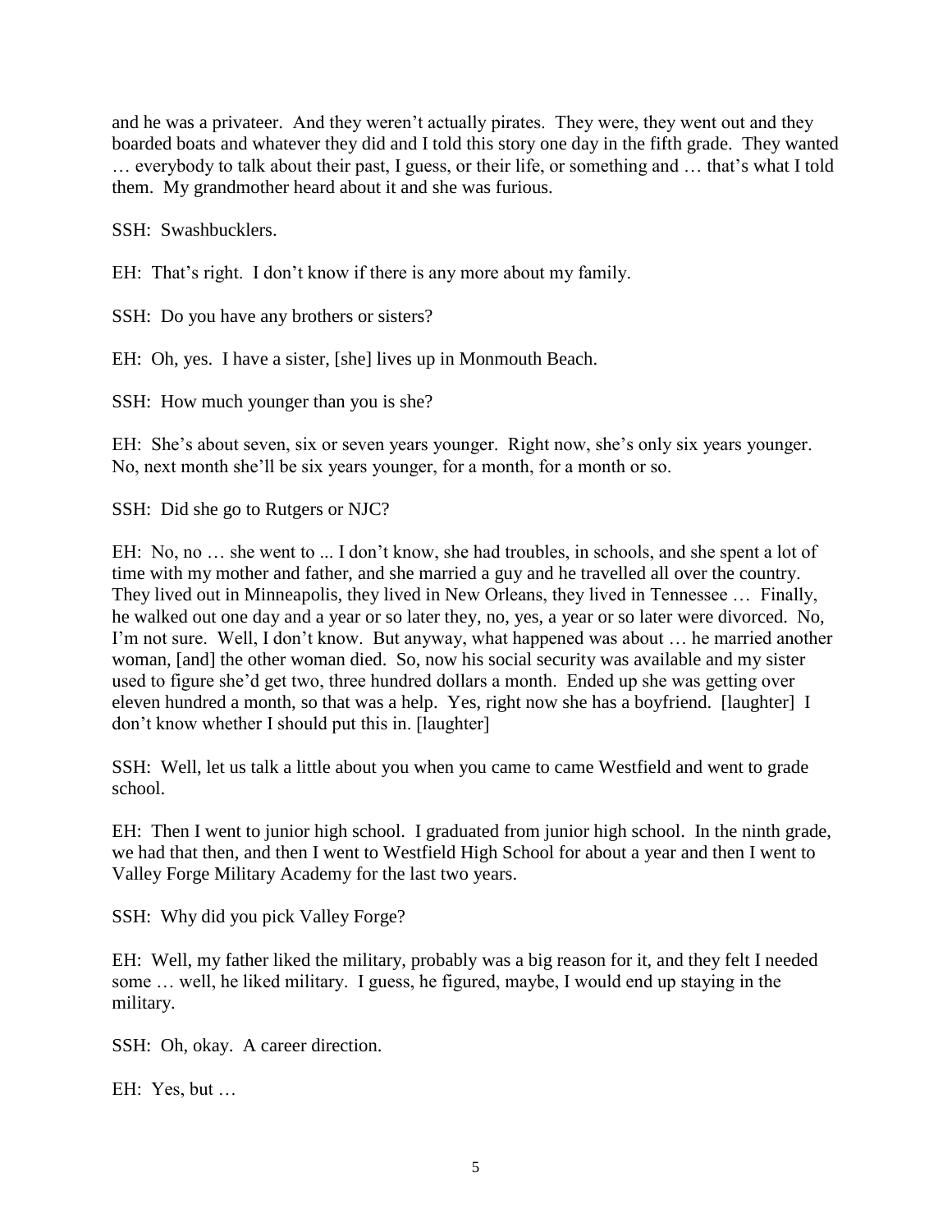and he was a privateer. And they weren't actually pirates. They were, they went out and they boarded boats and whatever they did and I told this story one day in the fifth grade. They wanted … everybody to talk about their past, I guess, or their life, or something and … that's what I told them. My grandmother heard about it and she was furious.

SSH: Swashbucklers.

EH: That's right. I don't know if there is any more about my family.

SSH: Do you have any brothers or sisters?

EH: Oh, yes. I have a sister, [she] lives up in Monmouth Beach.

SSH: How much younger than you is she?

EH: She's about seven, six or seven years younger. Right now, she's only six years younger. No, next month she'll be six years younger, for a month, for a month or so.

SSH: Did she go to Rutgers or NJC?

EH: No, no … she went to ... I don't know, she had troubles, in schools, and she spent a lot of time with my mother and father, and she married a guy and he travelled all over the country. They lived out in Minneapolis, they lived in New Orleans, they lived in Tennessee … Finally, he walked out one day and a year or so later they, no, yes, a year or so later were divorced. No, I'm not sure. Well, I don't know. But anyway, what happened was about … he married another woman, [and] the other woman died. So, now his social security was available and my sister used to figure she'd get two, three hundred dollars a month. Ended up she was getting over eleven hundred a month, so that was a help. Yes, right now she has a boyfriend. [laughter] I don't know whether I should put this in. [laughter]

SSH: Well, let us talk a little about you when you came to came Westfield and went to grade school.

EH: Then I went to junior high school. I graduated from junior high school. In the ninth grade, we had that then, and then I went to Westfield High School for about a year and then I went to Valley Forge Military Academy for the last two years.

SSH: Why did you pick Valley Forge?

EH: Well, my father liked the military, probably was a big reason for it, and they felt I needed some … well, he liked military. I guess, he figured, maybe, I would end up staying in the military.

SSH: Oh, okay. A career direction.

EH: Yes, but …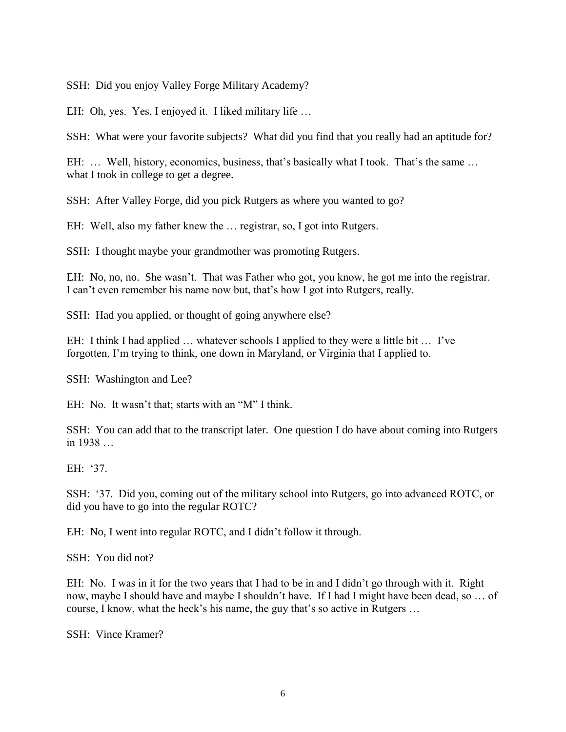SSH: Did you enjoy Valley Forge Military Academy?

EH: Oh, yes. Yes, I enjoyed it. I liked military life …

SSH: What were your favorite subjects? What did you find that you really had an aptitude for?

EH: … Well, history, economics, business, that's basically what I took. That's the same … what I took in college to get a degree.

SSH: After Valley Forge, did you pick Rutgers as where you wanted to go?

EH: Well, also my father knew the … registrar, so, I got into Rutgers.

SSH: I thought maybe your grandmother was promoting Rutgers.

EH: No, no, no. She wasn't. That was Father who got, you know, he got me into the registrar. I can't even remember his name now but, that's how I got into Rutgers, really.

SSH: Had you applied, or thought of going anywhere else?

EH: I think I had applied … whatever schools I applied to they were a little bit … I've forgotten, I'm trying to think, one down in Maryland, or Virginia that I applied to.

SSH: Washington and Lee?

EH: No. It wasn't that; starts with an "M" I think.

SSH: You can add that to the transcript later. One question I do have about coming into Rutgers in 1938 …

EH: '37.

SSH: '37. Did you, coming out of the military school into Rutgers, go into advanced ROTC, or did you have to go into the regular ROTC?

EH: No, I went into regular ROTC, and I didn't follow it through.

SSH: You did not?

EH: No. I was in it for the two years that I had to be in and I didn't go through with it. Right now, maybe I should have and maybe I shouldn't have. If I had I might have been dead, so … of course, I know, what the heck's his name, the guy that's so active in Rutgers …

SSH: Vince Kramer?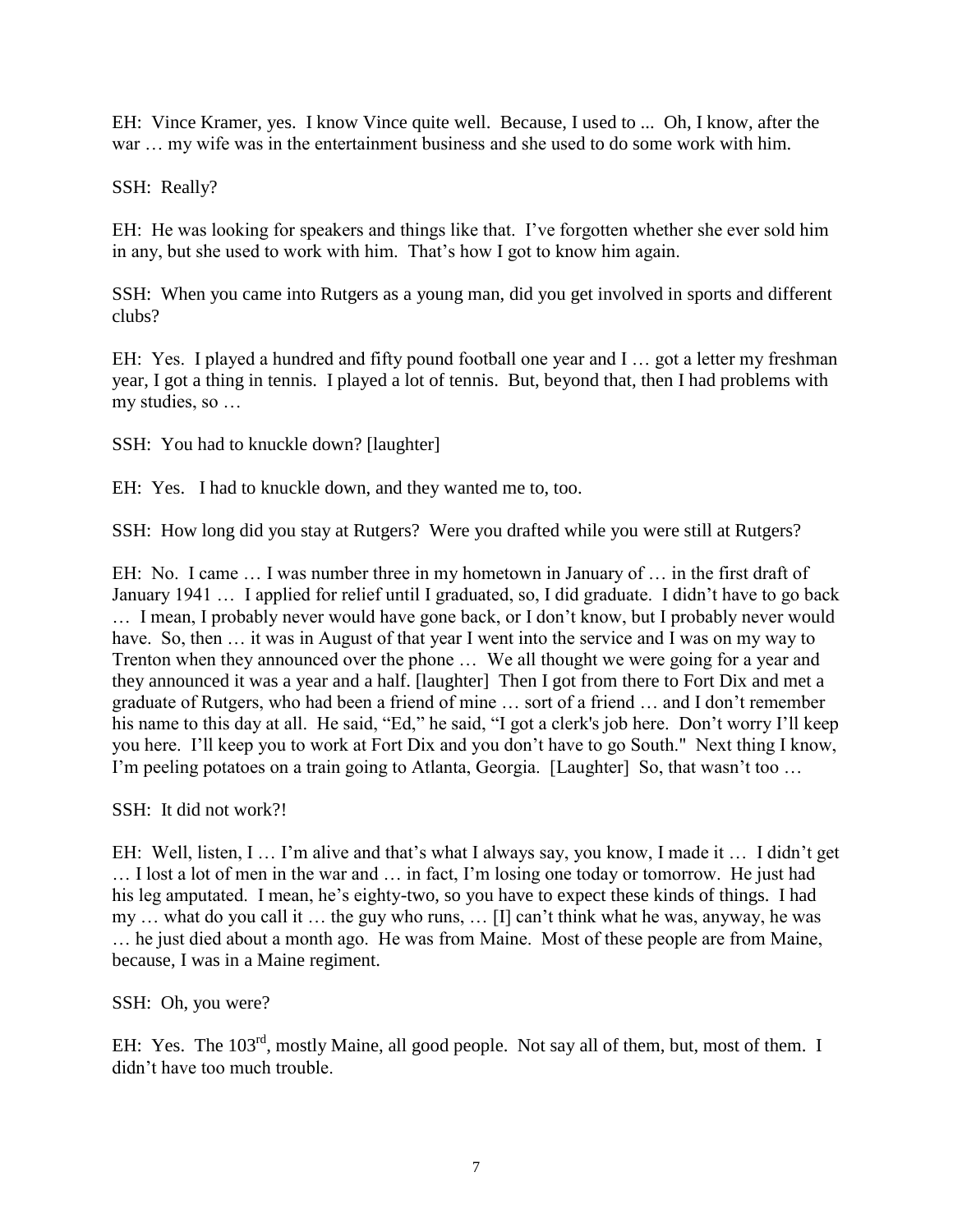EH: Vince Kramer, yes. I know Vince quite well. Because, I used to ... Oh, I know, after the war … my wife was in the entertainment business and she used to do some work with him.

SSH: Really?

EH: He was looking for speakers and things like that. I've forgotten whether she ever sold him in any, but she used to work with him. That's how I got to know him again.

SSH: When you came into Rutgers as a young man, did you get involved in sports and different clubs?

EH: Yes. I played a hundred and fifty pound football one year and I … got a letter my freshman year, I got a thing in tennis. I played a lot of tennis. But, beyond that, then I had problems with my studies, so …

SSH: You had to knuckle down? [laughter]

EH: Yes. I had to knuckle down, and they wanted me to, too.

SSH: How long did you stay at Rutgers? Were you drafted while you were still at Rutgers?

EH: No. I came … I was number three in my hometown in January of … in the first draft of January 1941 … I applied for relief until I graduated, so, I did graduate. I didn't have to go back … I mean, I probably never would have gone back, or I don't know, but I probably never would have. So, then … it was in August of that year I went into the service and I was on my way to Trenton when they announced over the phone … We all thought we were going for a year and they announced it was a year and a half. [laughter] Then I got from there to Fort Dix and met a graduate of Rutgers, who had been a friend of mine … sort of a friend … and I don't remember his name to this day at all. He said, "Ed," he said, "I got a clerk's job here. Don't worry I'll keep you here. I'll keep you to work at Fort Dix and you don't have to go South." Next thing I know, I'm peeling potatoes on a train going to Atlanta, Georgia. [Laughter] So, that wasn't too …

SSH: It did not work?!

EH: Well, listen, I … I'm alive and that's what I always say, you know, I made it … I didn't get … I lost a lot of men in the war and … in fact, I'm losing one today or tomorrow. He just had his leg amputated. I mean, he's eighty-two, so you have to expect these kinds of things. I had my … what do you call it … the guy who runs, … [I] can't think what he was, anyway, he was … he just died about a month ago. He was from Maine. Most of these people are from Maine, because, I was in a Maine regiment.

SSH: Oh, you were?

EH: Yes. The 103rd, mostly Maine, all good people. Not say all of them, but, most of them. I didn't have too much trouble.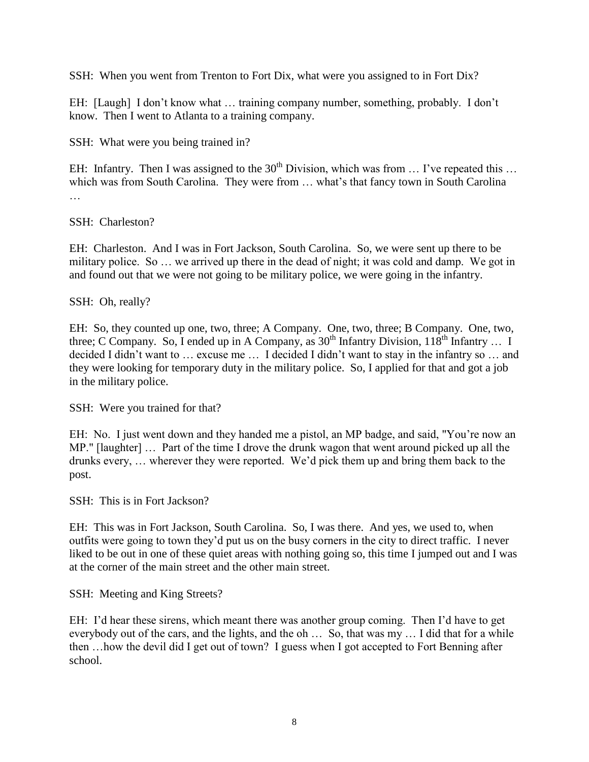SSH: When you went from Trenton to Fort Dix, what were you assigned to in Fort Dix?

EH: [Laugh] I don't know what … training company number, something, probably. I don't know. Then I went to Atlanta to a training company.

SSH: What were you being trained in?

EH: Infantry. Then I was assigned to the 30th Division, which was from … I've repeated this … which was from South Carolina. They were from … what's that fancy town in South Carolina …

SSH: Charleston?

EH: Charleston. And I was in Fort Jackson, South Carolina. So, we were sent up there to be military police. So … we arrived up there in the dead of night; it was cold and damp. We got in and found out that we were not going to be military police, we were going in the infantry.

SSH: Oh, really?

EH: So, they counted up one, two, three; A Company. One, two, three; B Company. One, two, three; C Company. So, I ended up in A Company, as 30th Infantry Division, 118th Infantry … I decided I didn't want to … excuse me … I decided I didn't want to stay in the infantry so … and they were looking for temporary duty in the military police. So, I applied for that and got a job in the military police.

SSH: Were you trained for that?

EH: No. I just went down and they handed me a pistol, an MP badge, and said, "You're now an MP." [laughter] … Part of the time I drove the drunk wagon that went around picked up all the drunks every, … wherever they were reported. We'd pick them up and bring them back to the post.

SSH: This is in Fort Jackson?

EH: This was in Fort Jackson, South Carolina. So, I was there. And yes, we used to, when outfits were going to town they'd put us on the busy corners in the city to direct traffic. I never liked to be out in one of these quiet areas with nothing going so, this time I jumped out and I was at the corner of the main street and the other main street.

SSH: Meeting and King Streets?

EH: I'd hear these sirens, which meant there was another group coming. Then I'd have to get everybody out of the cars, and the lights, and the oh … So, that was my … I did that for a while then …how the devil did I get out of town? I guess when I got accepted to Fort Benning after school.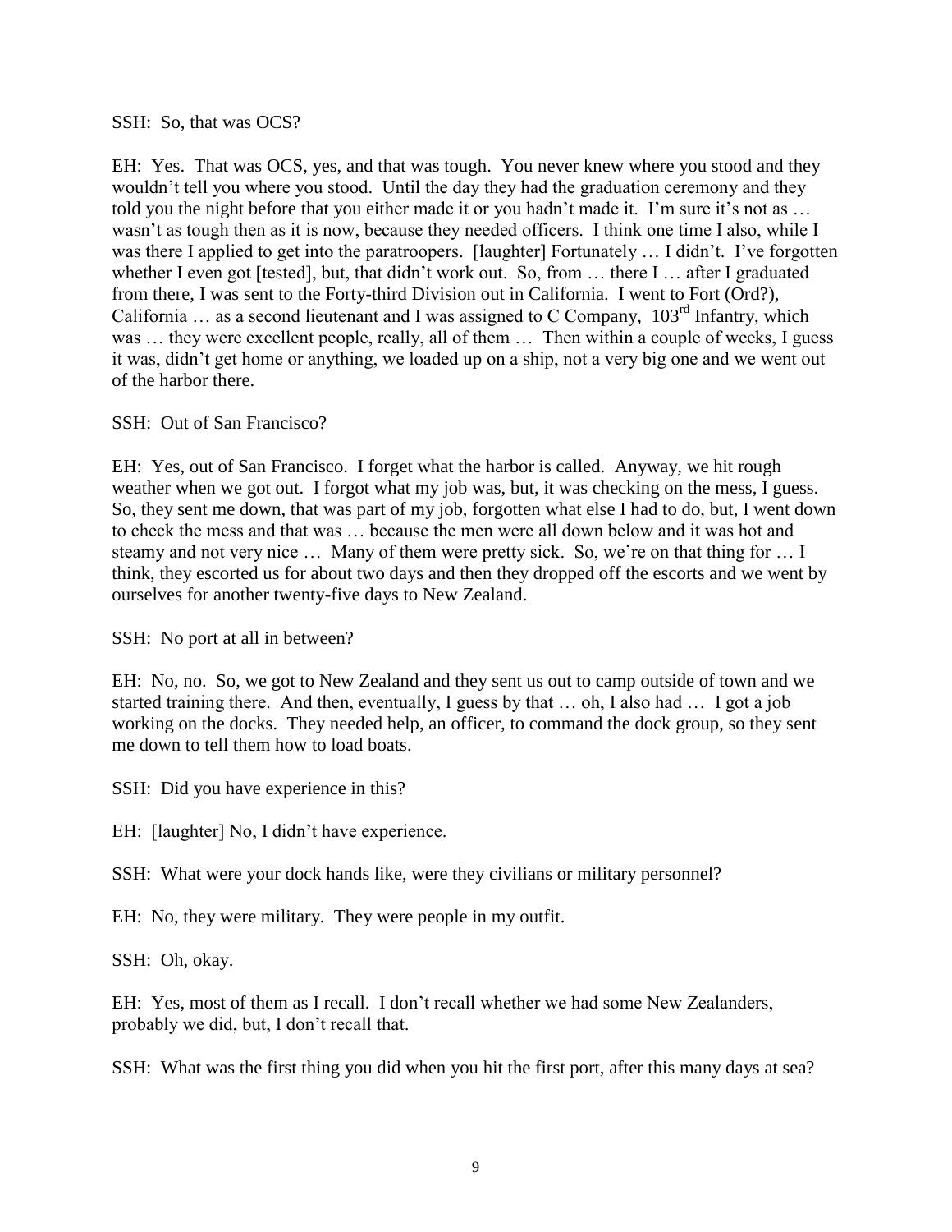SSH: So, that was OCS?

EH: Yes. That was OCS, yes, and that was tough. You never knew where you stood and they wouldn't tell you where you stood. Until the day they had the graduation ceremony and they told you the night before that you either made it or you hadn't made it. I'm sure it's not as … wasn't as tough then as it is now, because they needed officers. I think one time I also, while I was there I applied to get into the paratroopers. [laughter] Fortunately … I didn't. I've forgotten whether I even got [tested], but, that didn't work out. So, from … there I … after I graduated from there, I was sent to the Forty-third Division out in California. I went to Fort (Ord?), California … as a second lieutenant and I was assigned to C Company, 103rd Infantry, which was … they were excellent people, really, all of them … Then within a couple of weeks, I guess it was, didn't get home or anything, we loaded up on a ship, not a very big one and we went out of the harbor there.

SSH: Out of San Francisco?

EH: Yes, out of San Francisco. I forget what the harbor is called. Anyway, we hit rough weather when we got out. I forgot what my job was, but, it was checking on the mess, I guess. So, they sent me down, that was part of my job, forgotten what else I had to do, but, I went down to check the mess and that was … because the men were all down below and it was hot and steamy and not very nice … Many of them were pretty sick. So, we're on that thing for … I think, they escorted us for about two days and then they dropped off the escorts and we went by ourselves for another twenty-five days to New Zealand.

SSH: No port at all in between?

EH: No, no. So, we got to New Zealand and they sent us out to camp outside of town and we started training there. And then, eventually, I guess by that … oh, I also had … I got a job working on the docks. They needed help, an officer, to command the dock group, so they sent me down to tell them how to load boats.

SSH: Did you have experience in this?

EH: [laughter] No, I didn't have experience.

SSH: What were your dock hands like, were they civilians or military personnel?

EH: No, they were military. They were people in my outfit.

SSH: Oh, okay.

EH: Yes, most of them as I recall. I don't recall whether we had some New Zealanders, probably we did, but, I don't recall that.

SSH: What was the first thing you did when you hit the first port, after this many days at sea?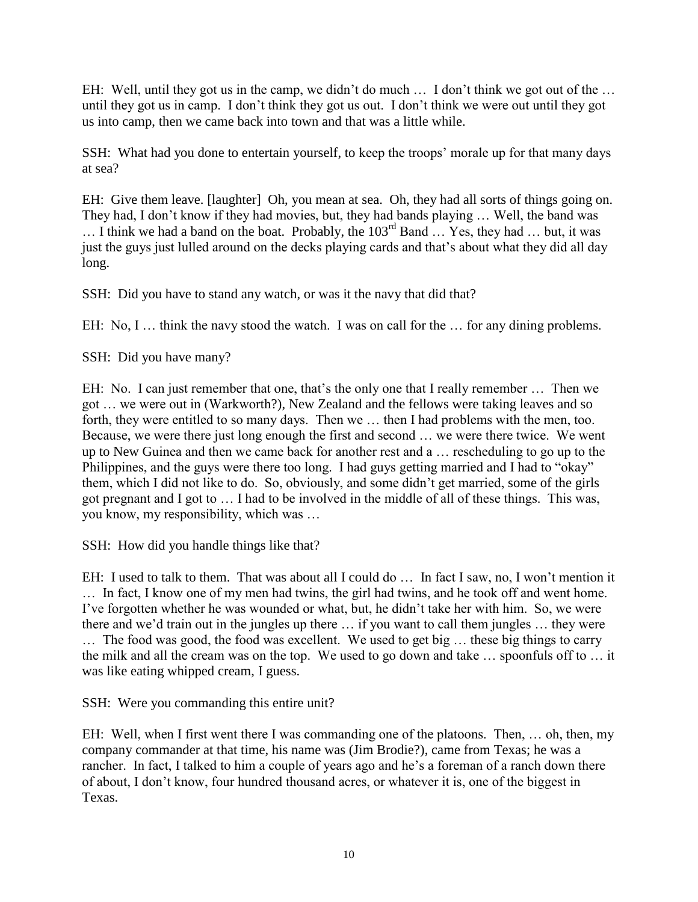EH: Well, until they got us in the camp, we didn't do much … I don't think we got out of the … until they got us in camp. I don't think they got us out. I don't think we were out until they got us into camp, then we came back into town and that was a little while.

SSH: What had you done to entertain yourself, to keep the troops' morale up for that many days at sea?

EH: Give them leave. [laughter] Oh, you mean at sea. Oh, they had all sorts of things going on. They had, I don't know if they had movies, but, they had bands playing … Well, the band was … I think we had a band on the boat. Probably, the 103rd Band … Yes, they had … but, it was just the guys just lulled around on the decks playing cards and that's about what they did all day long.

SSH: Did you have to stand any watch, or was it the navy that did that?

EH: No, I … think the navy stood the watch. I was on call for the … for any dining problems.

SSH: Did you have many?

EH: No. I can just remember that one, that's the only one that I really remember … Then we got … we were out in (Warkworth?), New Zealand and the fellows were taking leaves and so forth, they were entitled to so many days. Then we … then I had problems with the men, too. Because, we were there just long enough the first and second … we were there twice. We went up to New Guinea and then we came back for another rest and a … rescheduling to go up to the Philippines, and the guys were there too long. I had guys getting married and I had to "okay" them, which I did not like to do. So, obviously, and some didn't get married, some of the girls got pregnant and I got to … I had to be involved in the middle of all of these things. This was, you know, my responsibility, which was …

SSH: How did you handle things like that?

EH: I used to talk to them. That was about all I could do … In fact I saw, no, I won't mention it … In fact, I know one of my men had twins, the girl had twins, and he took off and went home. I've forgotten whether he was wounded or what, but, he didn't take her with him. So, we were there and we'd train out in the jungles up there … if you want to call them jungles … they were … The food was good, the food was excellent. We used to get big … these big things to carry the milk and all the cream was on the top. We used to go down and take … spoonfuls off to … it was like eating whipped cream, I guess.

SSH: Were you commanding this entire unit?

EH: Well, when I first went there I was commanding one of the platoons. Then, … oh, then, my company commander at that time, his name was (Jim Brodie?), came from Texas; he was a rancher. In fact, I talked to him a couple of years ago and he's a foreman of a ranch down there of about, I don't know, four hundred thousand acres, or whatever it is, one of the biggest in Texas.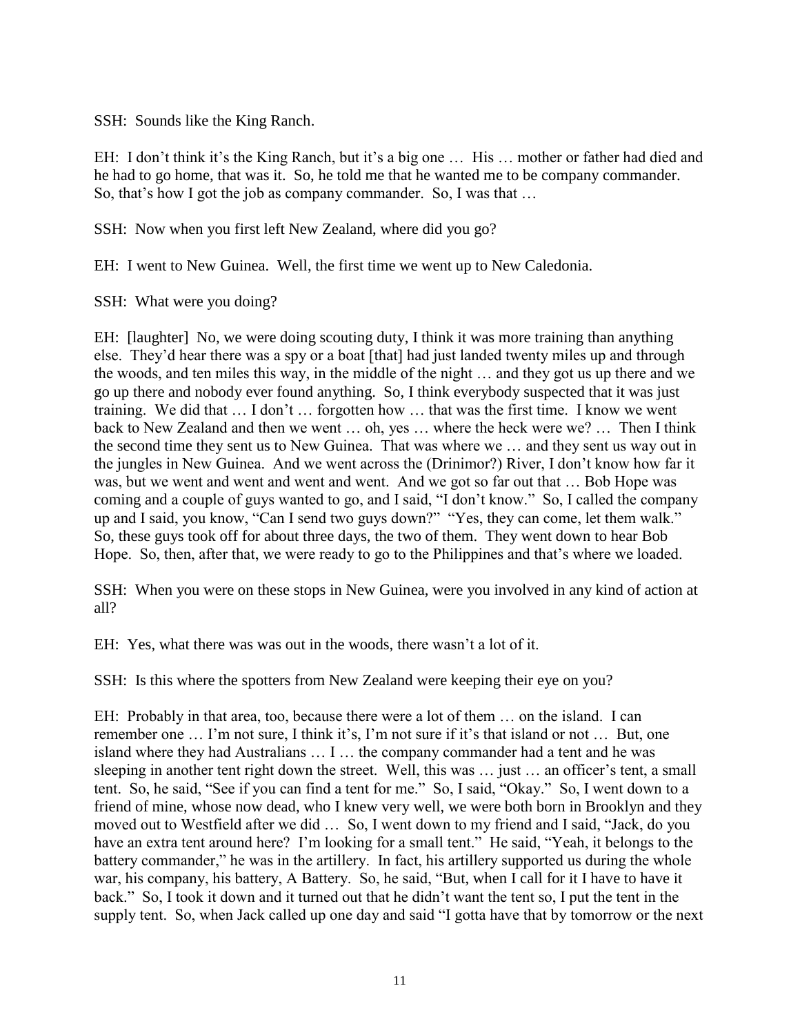SSH: Sounds like the King Ranch.

EH: I don't think it's the King Ranch, but it's a big one … His … mother or father had died and he had to go home, that was it. So, he told me that he wanted me to be company commander. So, that's how I got the job as company commander. So, I was that …

SSH: Now when you first left New Zealand, where did you go?

EH: I went to New Guinea. Well, the first time we went up to New Caledonia.

SSH: What were you doing?

EH: [laughter] No, we were doing scouting duty, I think it was more training than anything else. They'd hear there was a spy or a boat [that] had just landed twenty miles up and through the woods, and ten miles this way, in the middle of the night … and they got us up there and we go up there and nobody ever found anything. So, I think everybody suspected that it was just training. We did that … I don't … forgotten how … that was the first time. I know we went back to New Zealand and then we went … oh, yes … where the heck were we? … Then I think the second time they sent us to New Guinea. That was where we … and they sent us way out in the jungles in New Guinea. And we went across the (Drinimor?) River, I don't know how far it was, but we went and went and went and went. And we got so far out that … Bob Hope was coming and a couple of guys wanted to go, and I said, "I don't know." So, I called the company up and I said, you know, "Can I send two guys down?" "Yes, they can come, let them walk." So, these guys took off for about three days, the two of them. They went down to hear Bob Hope. So, then, after that, we were ready to go to the Philippines and that's where we loaded.

SSH: When you were on these stops in New Guinea, were you involved in any kind of action at all?

EH: Yes, what there was was out in the woods, there wasn't a lot of it.

SSH: Is this where the spotters from New Zealand were keeping their eye on you?

EH: Probably in that area, too, because there were a lot of them … on the island. I can remember one … I'm not sure, I think it's, I'm not sure if it's that island or not … But, one island where they had Australians … I … the company commander had a tent and he was sleeping in another tent right down the street. Well, this was … just … an officer's tent, a small tent. So, he said, "See if you can find a tent for me." So, I said, "Okay." So, I went down to a friend of mine, whose now dead, who I knew very well, we were both born in Brooklyn and they moved out to Westfield after we did … So, I went down to my friend and I said, "Jack, do you have an extra tent around here? I'm looking for a small tent." He said, "Yeah, it belongs to the battery commander," he was in the artillery. In fact, his artillery supported us during the whole war, his company, his battery, A Battery. So, he said, "But, when I call for it I have to have it back." So, I took it down and it turned out that he didn't want the tent so, I put the tent in the supply tent. So, when Jack called up one day and said "I gotta have that by tomorrow or the next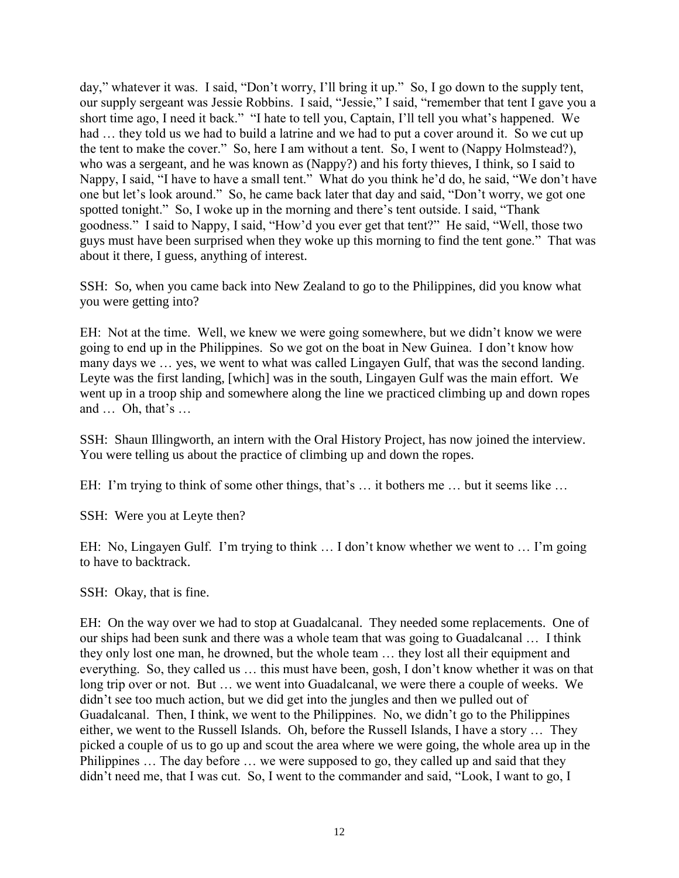day," whatever it was. I said, "Don't worry, I'll bring it up." So, I go down to the supply tent, our supply sergeant was Jessie Robbins. I said, "Jessie," I said, "remember that tent I gave you a short time ago, I need it back." "I hate to tell you, Captain, I'll tell you what's happened. We had … they told us we had to build a latrine and we had to put a cover around it. So we cut up the tent to make the cover." So, here I am without a tent. So, I went to (Nappy Holmstead?), who was a sergeant, and he was known as (Nappy?) and his forty thieves, I think, so I said to Nappy, I said, "I have to have a small tent." What do you think he'd do, he said, "We don't have one but let's look around." So, he came back later that day and said, "Don't worry, we got one spotted tonight." So, I woke up in the morning and there's tent outside. I said, "Thank goodness." I said to Nappy, I said, "How'd you ever get that tent?" He said, "Well, those two guys must have been surprised when they woke up this morning to find the tent gone." That was about it there, I guess, anything of interest.

SSH: So, when you came back into New Zealand to go to the Philippines, did you know what you were getting into?

EH: Not at the time. Well, we knew we were going somewhere, but we didn't know we were going to end up in the Philippines. So we got on the boat in New Guinea. I don't know how many days we … yes, we went to what was called Lingayen Gulf, that was the second landing. Leyte was the first landing, [which] was in the south, Lingayen Gulf was the main effort. We went up in a troop ship and somewhere along the line we practiced climbing up and down ropes and … Oh, that's …

SSH: Shaun Illingworth, an intern with the Oral History Project, has now joined the interview. You were telling us about the practice of climbing up and down the ropes.

EH: I'm trying to think of some other things, that's … it bothers me … but it seems like …

SSH: Were you at Leyte then?

EH: No, Lingayen Gulf. I'm trying to think … I don't know whether we went to … I'm going to have to backtrack.

SSH: Okay, that is fine.

EH: On the way over we had to stop at Guadalcanal. They needed some replacements. One of our ships had been sunk and there was a whole team that was going to Guadalcanal … I think they only lost one man, he drowned, but the whole team … they lost all their equipment and everything. So, they called us … this must have been, gosh, I don't know whether it was on that long trip over or not. But … we went into Guadalcanal, we were there a couple of weeks. We didn't see too much action, but we did get into the jungles and then we pulled out of Guadalcanal. Then, I think, we went to the Philippines. No, we didn't go to the Philippines either, we went to the Russell Islands. Oh, before the Russell Islands, I have a story … They picked a couple of us to go up and scout the area where we were going, the whole area up in the Philippines … The day before … we were supposed to go, they called up and said that they didn't need me, that I was cut. So, I went to the commander and said, "Look, I want to go, I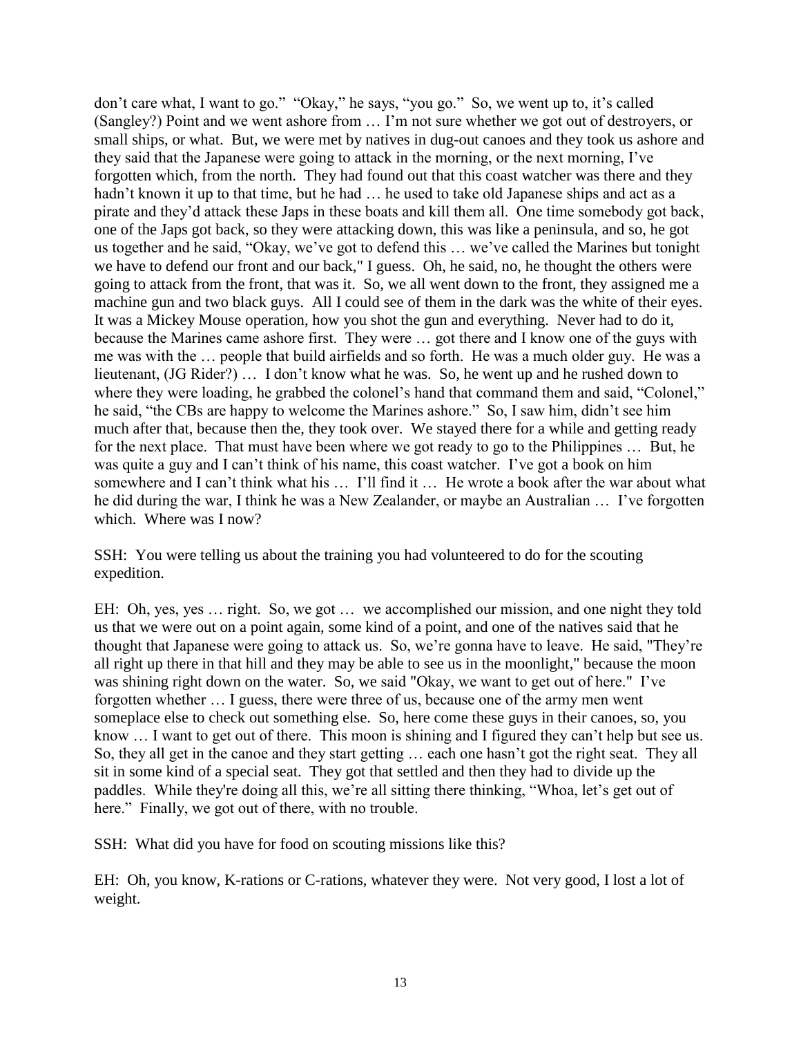don't care what, I want to go." "Okay," he says, "you go." So, we went up to, it's called (Sangley?) Point and we went ashore from … I'm not sure whether we got out of destroyers, or small ships, or what. But, we were met by natives in dug-out canoes and they took us ashore and they said that the Japanese were going to attack in the morning, or the next morning, I've forgotten which, from the north. They had found out that this coast watcher was there and they hadn't known it up to that time, but he had … he used to take old Japanese ships and act as a pirate and they'd attack these Japs in these boats and kill them all. One time somebody got back, one of the Japs got back, so they were attacking down, this was like a peninsula, and so, he got us together and he said, "Okay, we've got to defend this … we've called the Marines but tonight we have to defend our front and our back," I guess. Oh, he said, no, he thought the others were going to attack from the front, that was it. So, we all went down to the front, they assigned me a machine gun and two black guys. All I could see of them in the dark was the white of their eyes. It was a Mickey Mouse operation, how you shot the gun and everything. Never had to do it, because the Marines came ashore first. They were … got there and I know one of the guys with me was with the … people that build airfields and so forth. He was a much older guy. He was a lieutenant, (JG Rider?) … I don't know what he was. So, he went up and he rushed down to where they were loading, he grabbed the colonel's hand that command them and said, "Colonel," he said, "the CBs are happy to welcome the Marines ashore." So, I saw him, didn't see him much after that, because then the, they took over. We stayed there for a while and getting ready for the next place. That must have been where we got ready to go to the Philippines … But, he was quite a guy and I can't think of his name, this coast watcher. I've got a book on him somewhere and I can't think what his … I'll find it … He wrote a book after the war about what he did during the war, I think he was a New Zealander, or maybe an Australian … I've forgotten which. Where was I now?

SSH: You were telling us about the training you had volunteered to do for the scouting expedition.

EH: Oh, yes, yes … right. So, we got … we accomplished our mission, and one night they told us that we were out on a point again, some kind of a point, and one of the natives said that he thought that Japanese were going to attack us. So, we're gonna have to leave. He said, "They're all right up there in that hill and they may be able to see us in the moonlight," because the moon was shining right down on the water. So, we said "Okay, we want to get out of here." I've forgotten whether … I guess, there were three of us, because one of the army men went someplace else to check out something else. So, here come these guys in their canoes, so, you know … I want to get out of there. This moon is shining and I figured they can't help but see us. So, they all get in the canoe and they start getting … each one hasn't got the right seat. They all sit in some kind of a special seat. They got that settled and then they had to divide up the paddles. While they're doing all this, we're all sitting there thinking, "Whoa, let's get out of here." Finally, we got out of there, with no trouble.

SSH: What did you have for food on scouting missions like this?

EH: Oh, you know, K-rations or C-rations, whatever they were. Not very good, I lost a lot of weight.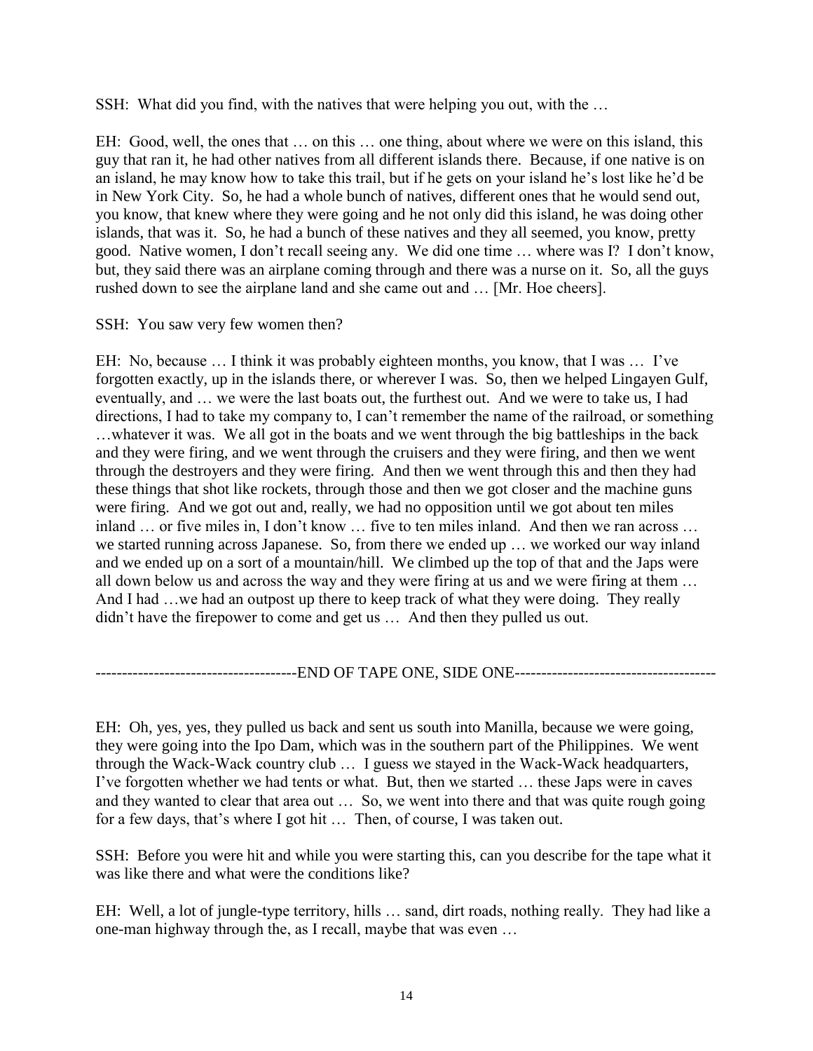SSH: What did you find, with the natives that were helping you out, with the …

EH: Good, well, the ones that … on this … one thing, about where we were on this island, this guy that ran it, he had other natives from all different islands there. Because, if one native is on an island, he may know how to take this trail, but if he gets on your island he's lost like he'd be in New York City. So, he had a whole bunch of natives, different ones that he would send out, you know, that knew where they were going and he not only did this island, he was doing other islands, that was it. So, he had a bunch of these natives and they all seemed, you know, pretty good. Native women, I don't recall seeing any. We did one time … where was I? I don't know, but, they said there was an airplane coming through and there was a nurse on it. So, all the guys rushed down to see the airplane land and she came out and … [Mr. Hoe cheers].

SSH: You saw very few women then?

EH: No, because … I think it was probably eighteen months, you know, that I was … I've forgotten exactly, up in the islands there, or wherever I was. So, then we helped Lingayen Gulf, eventually, and … we were the last boats out, the furthest out. And we were to take us, I had directions, I had to take my company to, I can't remember the name of the railroad, or something …whatever it was. We all got in the boats and we went through the big battleships in the back and they were firing, and we went through the cruisers and they were firing, and then we went through the destroyers and they were firing. And then we went through this and then they had these things that shot like rockets, through those and then we got closer and the machine guns were firing. And we got out and, really, we had no opposition until we got about ten miles inland … or five miles in, I don't know … five to ten miles inland. And then we ran across … we started running across Japanese. So, from there we ended up … we worked our way inland and we ended up on a sort of a mountain/hill. We climbed up the top of that and the Japs were all down below us and across the way and they were firing at us and we were firing at them … And I had …we had an outpost up there to keep track of what they were doing. They really didn't have the firepower to come and get us … And then they pulled us out.

-------------------------------------END OF TAPE ONE, SIDE ONE-------------------------------------

EH: Oh, yes, yes, they pulled us back and sent us south into Manilla, because we were going, they were going into the Ipo Dam, which was in the southern part of the Philippines. We went through the Wack-Wack country club … I guess we stayed in the Wack-Wack headquarters, I've forgotten whether we had tents or what. But, then we started … these Japs were in caves and they wanted to clear that area out … So, we went into there and that was quite rough going for a few days, that's where I got hit … Then, of course, I was taken out.

SSH: Before you were hit and while you were starting this, can you describe for the tape what it was like there and what were the conditions like?

EH: Well, a lot of jungle-type territory, hills … sand, dirt roads, nothing really. They had like a one-man highway through the, as I recall, maybe that was even …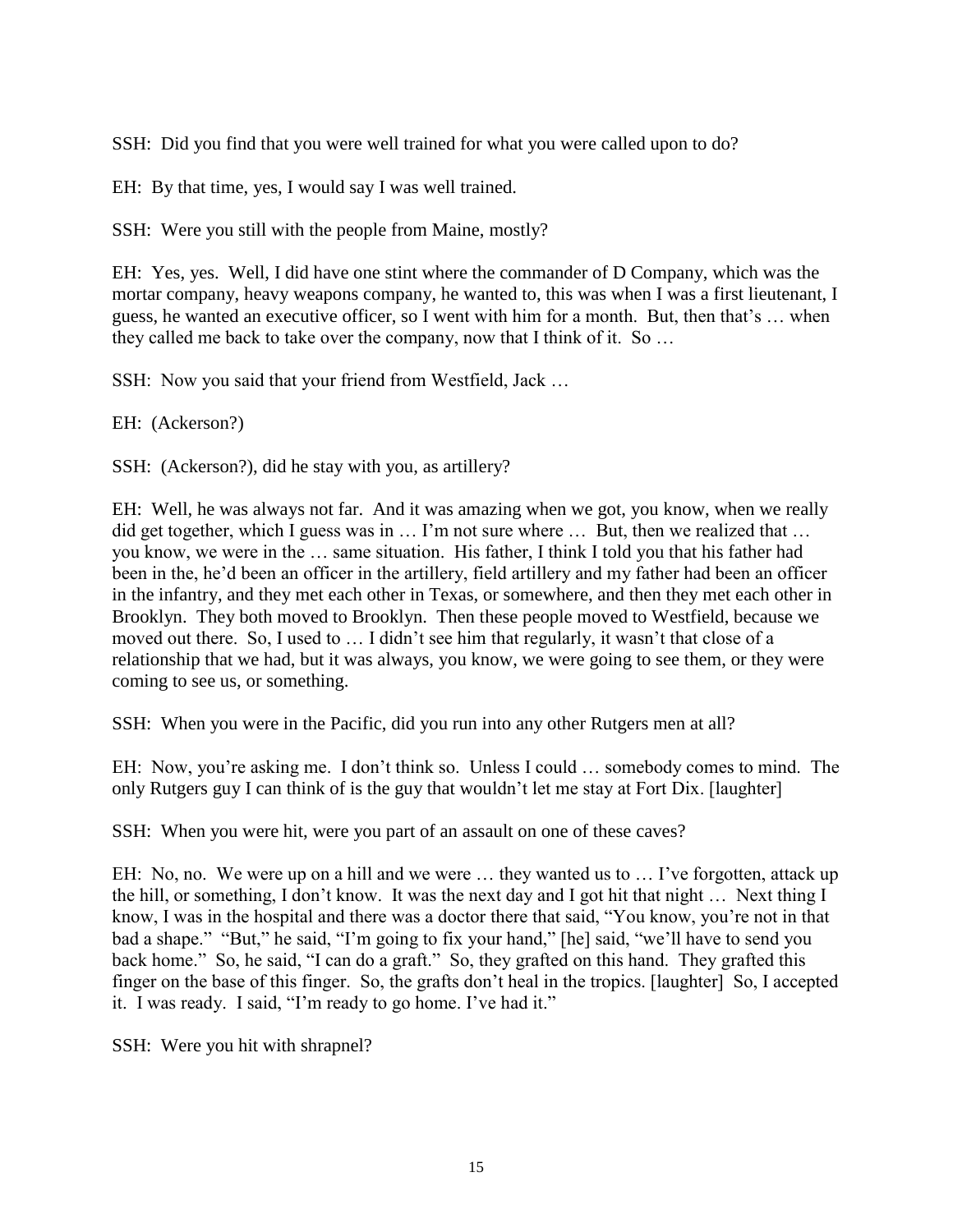SSH: Did you find that you were well trained for what you were called upon to do?

EH: By that time, yes, I would say I was well trained.

SSH: Were you still with the people from Maine, mostly?

EH: Yes, yes. Well, I did have one stint where the commander of D Company, which was the mortar company, heavy weapons company, he wanted to, this was when I was a first lieutenant, I guess, he wanted an executive officer, so I went with him for a month. But, then that's … when they called me back to take over the company, now that I think of it. So …

SSH: Now you said that your friend from Westfield, Jack …

EH: (Ackerson?)

SSH: (Ackerson?), did he stay with you, as artillery?

EH: Well, he was always not far. And it was amazing when we got, you know, when we really did get together, which I guess was in … I'm not sure where … But, then we realized that … you know, we were in the … same situation. His father, I think I told you that his father had been in the, he'd been an officer in the artillery, field artillery and my father had been an officer in the infantry, and they met each other in Texas, or somewhere, and then they met each other in Brooklyn. They both moved to Brooklyn. Then these people moved to Westfield, because we moved out there. So, I used to … I didn't see him that regularly, it wasn't that close of a relationship that we had, but it was always, you know, we were going to see them, or they were coming to see us, or something.

SSH: When you were in the Pacific, did you run into any other Rutgers men at all?

EH: Now, you're asking me. I don't think so. Unless I could … somebody comes to mind. The only Rutgers guy I can think of is the guy that wouldn't let me stay at Fort Dix. [laughter]

SSH: When you were hit, were you part of an assault on one of these caves?

EH: No, no. We were up on a hill and we were … they wanted us to … I've forgotten, attack up the hill, or something, I don't know. It was the next day and I got hit that night … Next thing I know, I was in the hospital and there was a doctor there that said, "You know, you're not in that bad a shape." "But," he said, "I'm going to fix your hand," [he] said, "we'll have to send you back home." So, he said, "I can do a graft." So, they grafted on this hand. They grafted this finger on the base of this finger. So, the grafts don't heal in the tropics. [laughter] So, I accepted it. I was ready. I said, "I'm ready to go home. I've had it."

SSH: Were you hit with shrapnel?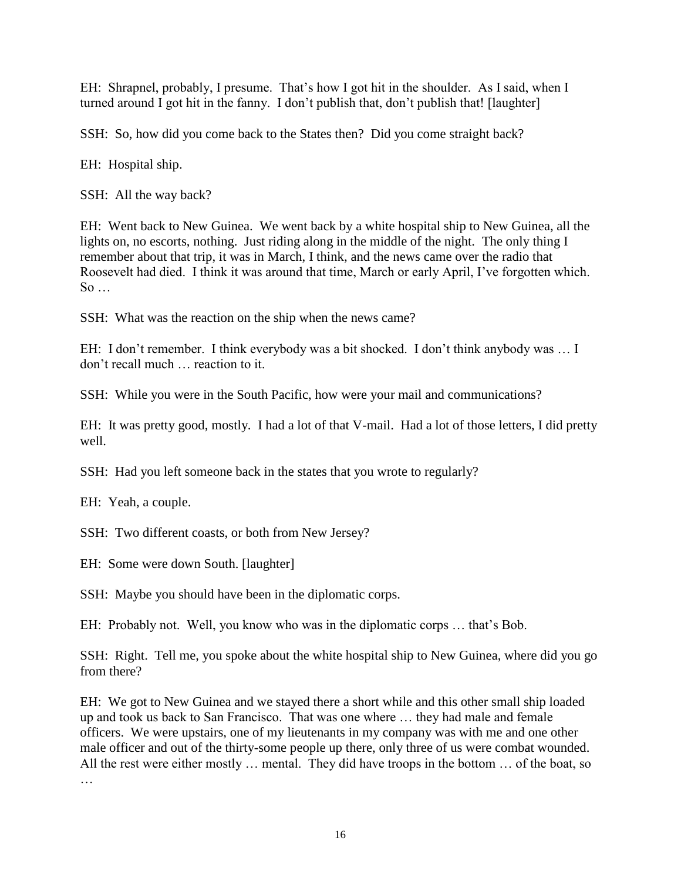EH: Shrapnel, probably, I presume. That's how I got hit in the shoulder. As I said, when I turned around I got hit in the fanny. I don't publish that, don't publish that! [laughter]

SSH: So, how did you come back to the States then? Did you come straight back?

EH: Hospital ship.

SSH: All the way back?

EH: Went back to New Guinea. We went back by a white hospital ship to New Guinea, all the lights on, no escorts, nothing. Just riding along in the middle of the night. The only thing I remember about that trip, it was in March, I think, and the news came over the radio that Roosevelt had died. I think it was around that time, March or early April, I've forgotten which. So …

SSH: What was the reaction on the ship when the news came?

EH: I don't remember. I think everybody was a bit shocked. I don't think anybody was … I don't recall much … reaction to it.

SSH: While you were in the South Pacific, how were your mail and communications?

EH: It was pretty good, mostly. I had a lot of that V-mail. Had a lot of those letters, I did pretty well.

SSH: Had you left someone back in the states that you wrote to regularly?

EH: Yeah, a couple.

SSH: Two different coasts, or both from New Jersey?

EH: Some were down South. [laughter]

SSH: Maybe you should have been in the diplomatic corps.

EH: Probably not. Well, you know who was in the diplomatic corps … that's Bob.

SSH: Right. Tell me, you spoke about the white hospital ship to New Guinea, where did you go from there?

EH: We got to New Guinea and we stayed there a short while and this other small ship loaded up and took us back to San Francisco. That was one where … they had male and female officers. We were upstairs, one of my lieutenants in my company was with me and one other male officer and out of the thirty-some people up there, only three of us were combat wounded. All the rest were either mostly … mental. They did have troops in the bottom … of the boat, so …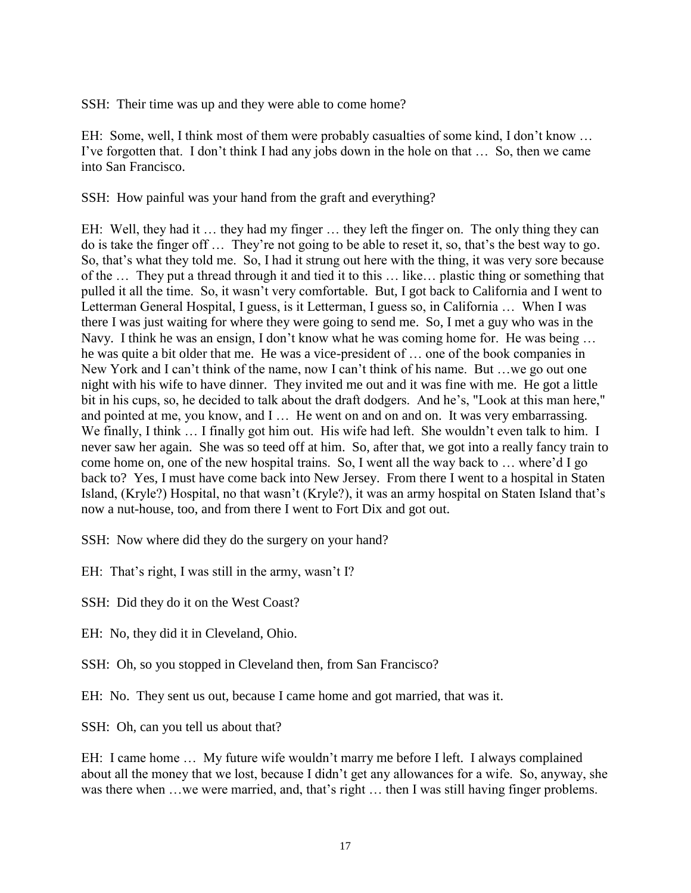SSH: Their time was up and they were able to come home?

EH: Some, well, I think most of them were probably casualties of some kind, I don't know … I've forgotten that. I don't think I had any jobs down in the hole on that … So, then we came into San Francisco.

SSH: How painful was your hand from the graft and everything?

EH: Well, they had it … they had my finger … they left the finger on. The only thing they can do is take the finger off … They're not going to be able to reset it, so, that's the best way to go. So, that's what they told me. So, I had it strung out here with the thing, it was very sore because of the … They put a thread through it and tied it to this … like… plastic thing or something that pulled it all the time. So, it wasn't very comfortable. But, I got back to California and I went to Letterman General Hospital, I guess, is it Letterman, I guess so, in California … When I was there I was just waiting for where they were going to send me. So, I met a guy who was in the Navy. I think he was an ensign, I don't know what he was coming home for. He was being … he was quite a bit older that me. He was a vice-president of … one of the book companies in New York and I can't think of the name, now I can't think of his name. But …we go out one night with his wife to have dinner. They invited me out and it was fine with me. He got a little bit in his cups, so, he decided to talk about the draft dodgers. And he's, "Look at this man here," and pointed at me, you know, and I … He went on and on and on. It was very embarrassing. We finally, I think … I finally got him out. His wife had left. She wouldn't even talk to him. I never saw her again. She was so teed off at him. So, after that, we got into a really fancy train to come home on, one of the new hospital trains. So, I went all the way back to … where'd I go back to? Yes, I must have come back into New Jersey. From there I went to a hospital in Staten Island, (Kryle?) Hospital, no that wasn't (Kryle?), it was an army hospital on Staten Island that's now a nut-house, too, and from there I went to Fort Dix and got out.

SSH: Now where did they do the surgery on your hand?

EH: That's right, I was still in the army, wasn't I?

SSH: Did they do it on the West Coast?

EH: No, they did it in Cleveland, Ohio.

SSH: Oh, so you stopped in Cleveland then, from San Francisco?

EH: No. They sent us out, because I came home and got married, that was it.

SSH: Oh, can you tell us about that?

EH: I came home … My future wife wouldn't marry me before I left. I always complained about all the money that we lost, because I didn't get any allowances for a wife. So, anyway, she was there when …we were married, and, that's right … then I was still having finger problems.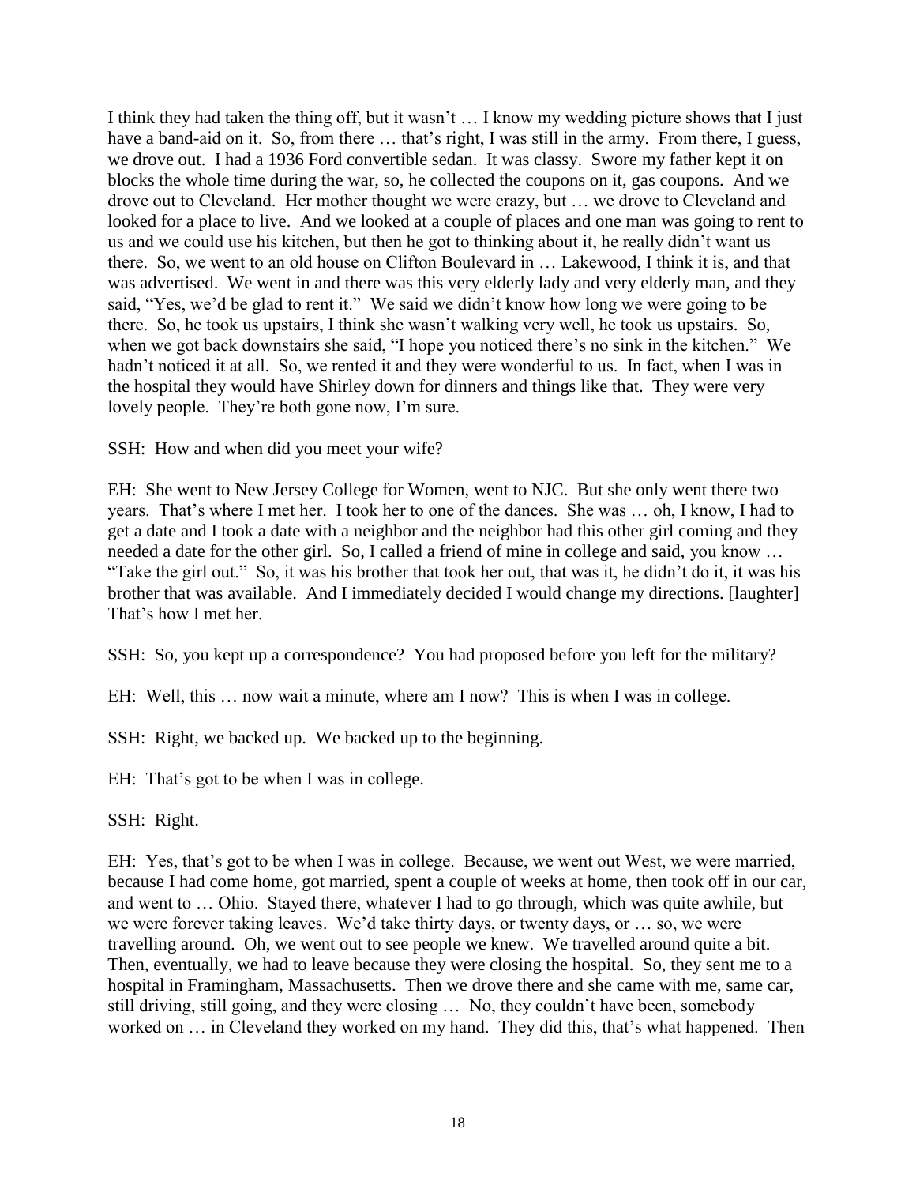I think they had taken the thing off, but it wasn't … I know my wedding picture shows that I just have a band-aid on it. So, from there … that's right, I was still in the army. From there, I guess, we drove out. I had a 1936 Ford convertible sedan. It was classy. Swore my father kept it on blocks the whole time during the war, so, he collected the coupons on it, gas coupons. And we drove out to Cleveland. Her mother thought we were crazy, but … we drove to Cleveland and looked for a place to live. And we looked at a couple of places and one man was going to rent to us and we could use his kitchen, but then he got to thinking about it, he really didn't want us there. So, we went to an old house on Clifton Boulevard in … Lakewood, I think it is, and that was advertised. We went in and there was this very elderly lady and very elderly man, and they said, "Yes, we'd be glad to rent it." We said we didn't know how long we were going to be there. So, he took us upstairs, I think she wasn't walking very well, he took us upstairs. So, when we got back downstairs she said, "I hope you noticed there's no sink in the kitchen." We hadn't noticed it at all. So, we rented it and they were wonderful to us. In fact, when I was in the hospital they would have Shirley down for dinners and things like that. They were very lovely people. They're both gone now, I'm sure.

SSH: How and when did you meet your wife?

EH: She went to New Jersey College for Women, went to NJC. But she only went there two years. That's where I met her. I took her to one of the dances. She was … oh, I know, I had to get a date and I took a date with a neighbor and the neighbor had this other girl coming and they needed a date for the other girl. So, I called a friend of mine in college and said, you know … "Take the girl out." So, it was his brother that took her out, that was it, he didn't do it, it was his brother that was available. And I immediately decided I would change my directions. [laughter] That's how I met her.

SSH: So, you kept up a correspondence? You had proposed before you left for the military?

EH: Well, this … now wait a minute, where am I now? This is when I was in college.

SSH: Right, we backed up. We backed up to the beginning.

EH: That's got to be when I was in college.

SSH: Right.

EH: Yes, that's got to be when I was in college. Because, we went out West, we were married, because I had come home, got married, spent a couple of weeks at home, then took off in our car, and went to … Ohio. Stayed there, whatever I had to go through, which was quite awhile, but we were forever taking leaves. We'd take thirty days, or twenty days, or … so, we were travelling around. Oh, we went out to see people we knew. We travelled around quite a bit. Then, eventually, we had to leave because they were closing the hospital. So, they sent me to a hospital in Framingham, Massachusetts. Then we drove there and she came with me, same car, still driving, still going, and they were closing … No, they couldn't have been, somebody worked on … in Cleveland they worked on my hand. They did this, that's what happened. Then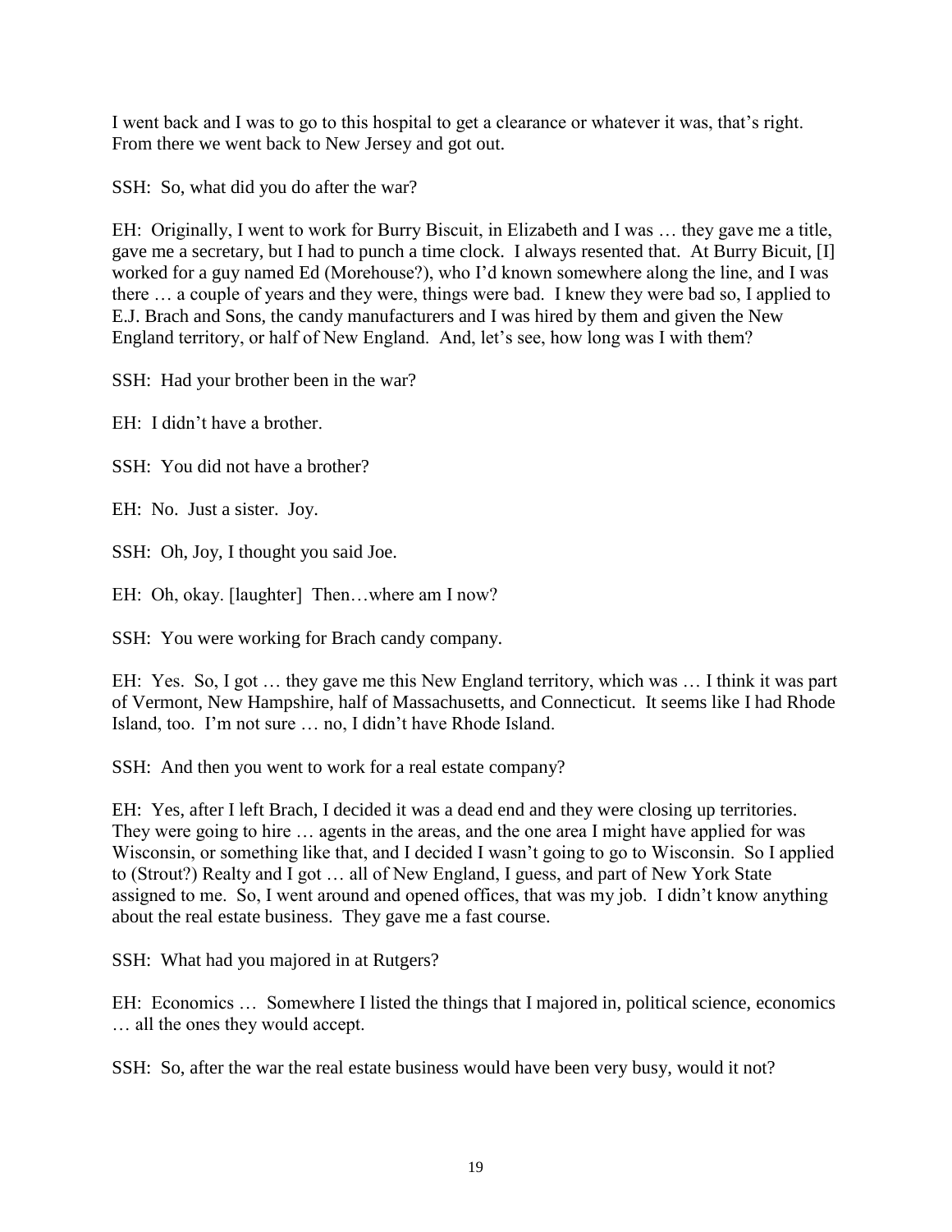I went back and I was to go to this hospital to get a clearance or whatever it was, that's right. From there we went back to New Jersey and got out.

SSH: So, what did you do after the war?

EH: Originally, I went to work for Burry Biscuit, in Elizabeth and I was … they gave me a title, gave me a secretary, but I had to punch a time clock. I always resented that. At Burry Bicuit, [I] worked for a guy named Ed (Morehouse?), who I'd known somewhere along the line, and I was there … a couple of years and they were, things were bad. I knew they were bad so, I applied to E.J. Brach and Sons, the candy manufacturers and I was hired by them and given the New England territory, or half of New England. And, let's see, how long was I with them?

SSH: Had your brother been in the war?

EH: I didn't have a brother.

SSH: You did not have a brother?

EH: No. Just a sister. Joy.

SSH: Oh, Joy, I thought you said Joe.

EH: Oh, okay. [laughter] Then…where am I now?

SSH: You were working for Brach candy company.

EH: Yes. So, I got … they gave me this New England territory, which was … I think it was part of Vermont, New Hampshire, half of Massachusetts, and Connecticut. It seems like I had Rhode Island, too. I'm not sure … no, I didn't have Rhode Island.

SSH: And then you went to work for a real estate company?

EH: Yes, after I left Brach, I decided it was a dead end and they were closing up territories. They were going to hire … agents in the areas, and the one area I might have applied for was Wisconsin, or something like that, and I decided I wasn't going to go to Wisconsin. So I applied to (Strout?) Realty and I got … all of New England, I guess, and part of New York State assigned to me. So, I went around and opened offices, that was my job. I didn't know anything about the real estate business. They gave me a fast course.

SSH: What had you majored in at Rutgers?

EH: Economics … Somewhere I listed the things that I majored in, political science, economics … all the ones they would accept.

SSH: So, after the war the real estate business would have been very busy, would it not?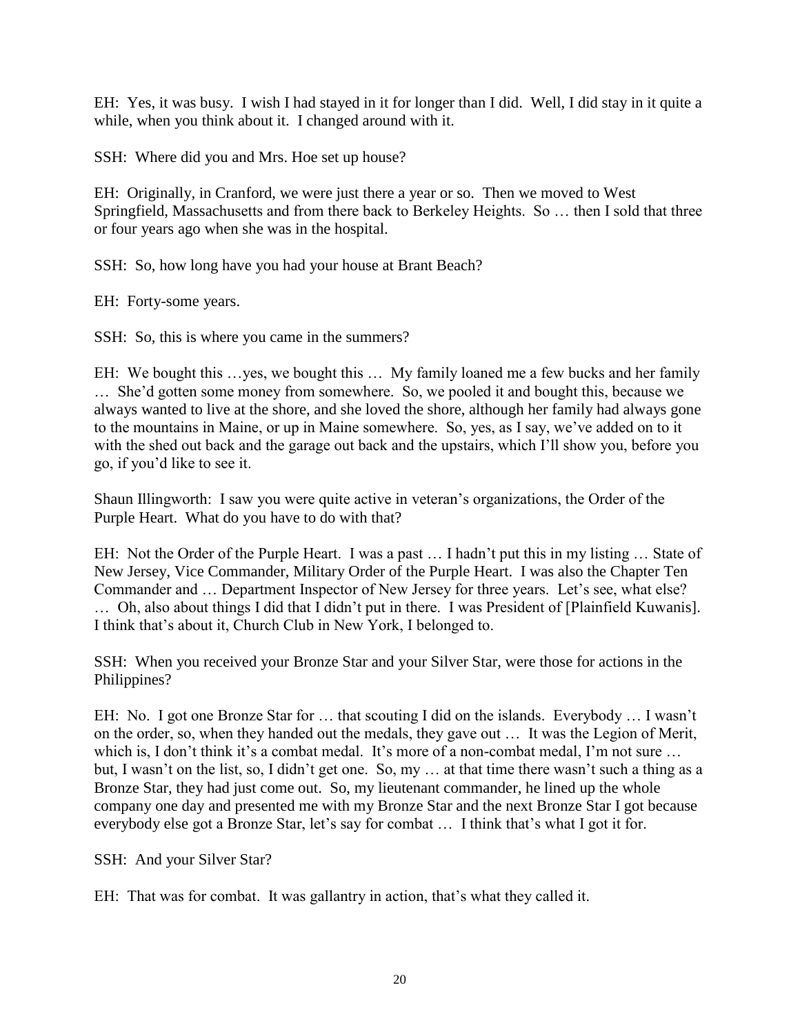EH: Yes, it was busy. I wish I had stayed in it for longer than I did. Well, I did stay in it quite a while, when you think about it. I changed around with it.

SSH: Where did you and Mrs. Hoe set up house?

EH: Originally, in Cranford, we were just there a year or so. Then we moved to West Springfield, Massachusetts and from there back to Berkeley Heights. So … then I sold that three or four years ago when she was in the hospital.

SSH: So, how long have you had your house at Brant Beach?

EH: Forty-some years.

SSH: So, this is where you came in the summers?

EH: We bought this …yes, we bought this … My family loaned me a few bucks and her family … She'd gotten some money from somewhere. So, we pooled it and bought this, because we always wanted to live at the shore, and she loved the shore, although her family had always gone to the mountains in Maine, or up in Maine somewhere. So, yes, as I say, we've added on to it with the shed out back and the garage out back and the upstairs, which I'll show you, before you go, if you'd like to see it.

Shaun Illingworth: I saw you were quite active in veteran's organizations, the Order of the Purple Heart. What do you have to do with that?

EH: Not the Order of the Purple Heart. I was a past … I hadn't put this in my listing … State of New Jersey, Vice Commander, Military Order of the Purple Heart. I was also the Chapter Ten Commander and … Department Inspector of New Jersey for three years. Let's see, what else? … Oh, also about things I did that I didn't put in there. I was President of [Plainfield Kuwanis]. I think that's about it, Church Club in New York, I belonged to.

SSH: When you received your Bronze Star and your Silver Star, were those for actions in the Philippines?

EH: No. I got one Bronze Star for … that scouting I did on the islands. Everybody … I wasn't on the order, so, when they handed out the medals, they gave out … It was the Legion of Merit, which is, I don't think it's a combat medal. It's more of a non-combat medal, I'm not sure … but, I wasn't on the list, so, I didn't get one. So, my … at that time there wasn't such a thing as a Bronze Star, they had just come out. So, my lieutenant commander, he lined up the whole company one day and presented me with my Bronze Star and the next Bronze Star I got because everybody else got a Bronze Star, let's say for combat … I think that's what I got it for.

SSH: And your Silver Star?

EH: That was for combat. It was gallantry in action, that's what they called it.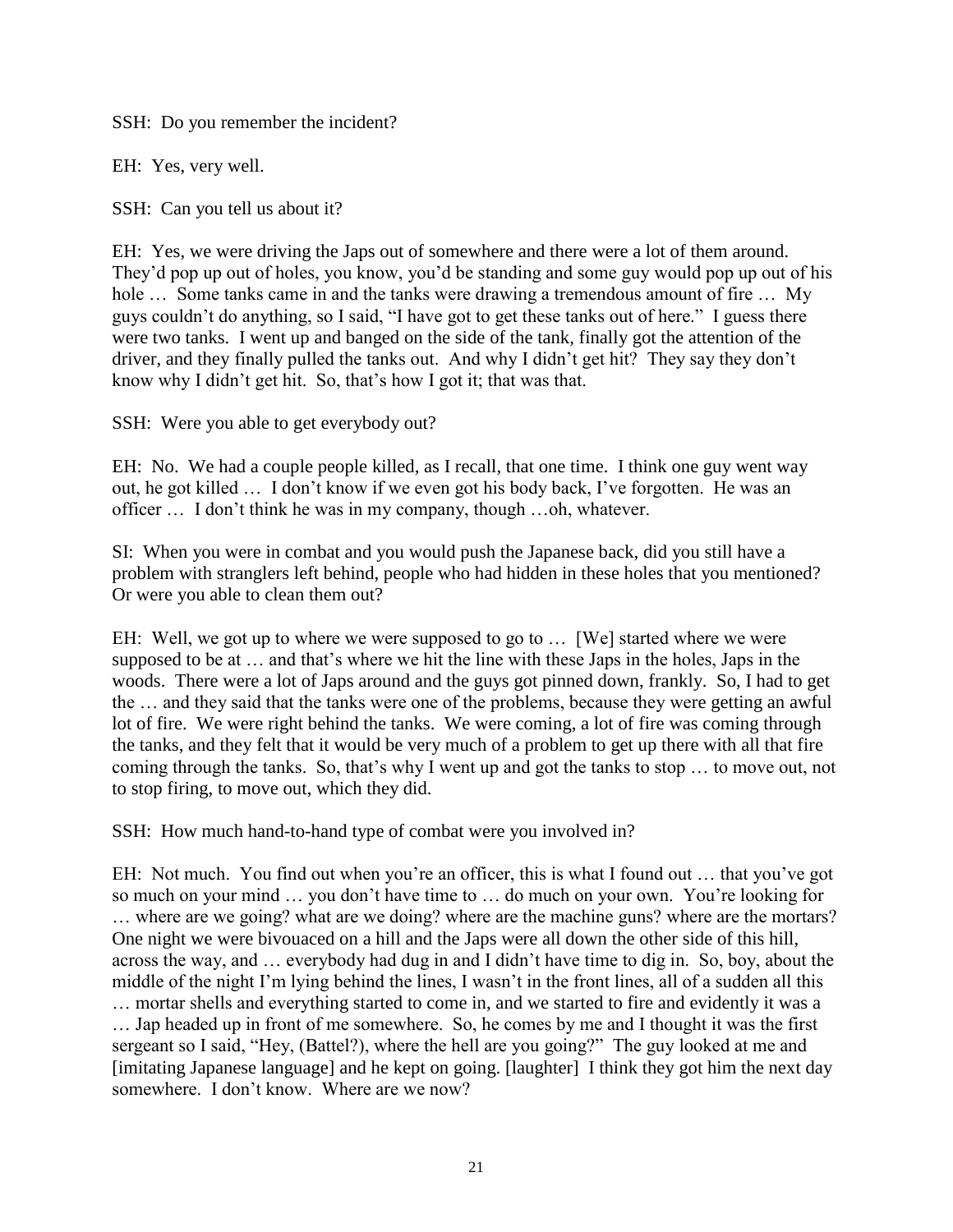SSH: Do you remember the incident?

EH: Yes, very well.

SSH: Can you tell us about it?

EH: Yes, we were driving the Japs out of somewhere and there were a lot of them around. They'd pop up out of holes, you know, you'd be standing and some guy would pop up out of his hole … Some tanks came in and the tanks were drawing a tremendous amount of fire … My guys couldn't do anything, so I said, "I have got to get these tanks out of here." I guess there were two tanks. I went up and banged on the side of the tank, finally got the attention of the driver, and they finally pulled the tanks out. And why I didn't get hit? They say they don't know why I didn't get hit. So, that's how I got it; that was that.

SSH: Were you able to get everybody out?

EH: No. We had a couple people killed, as I recall, that one time. I think one guy went way out, he got killed … I don't know if we even got his body back, I've forgotten. He was an officer … I don't think he was in my company, though …oh, whatever.

SI: When you were in combat and you would push the Japanese back, did you still have a problem with stranglers left behind, people who had hidden in these holes that you mentioned? Or were you able to clean them out?

EH: Well, we got up to where we were supposed to go to … [We] started where we were supposed to be at … and that's where we hit the line with these Japs in the holes, Japs in the woods. There were a lot of Japs around and the guys got pinned down, frankly. So, I had to get the … and they said that the tanks were one of the problems, because they were getting an awful lot of fire. We were right behind the tanks. We were coming, a lot of fire was coming through the tanks, and they felt that it would be very much of a problem to get up there with all that fire coming through the tanks. So, that's why I went up and got the tanks to stop … to move out, not to stop firing, to move out, which they did.

SSH: How much hand-to-hand type of combat were you involved in?

EH: Not much. You find out when you're an officer, this is what I found out … that you've got so much on your mind … you don't have time to … do much on your own. You're looking for … where are we going? what are we doing? where are the machine guns? where are the mortars? One night we were bivouaced on a hill and the Japs were all down the other side of this hill, across the way, and … everybody had dug in and I didn't have time to dig in. So, boy, about the middle of the night I'm lying behind the lines, I wasn't in the front lines, all of a sudden all this … mortar shells and everything started to come in, and we started to fire and evidently it was a … Jap headed up in front of me somewhere. So, he comes by me and I thought it was the first sergeant so I said, "Hey, (Battel?), where the hell are you going?" The guy looked at me and [imitating Japanese language] and he kept on going. [laughter] I think they got him the next day somewhere. I don't know. Where are we now?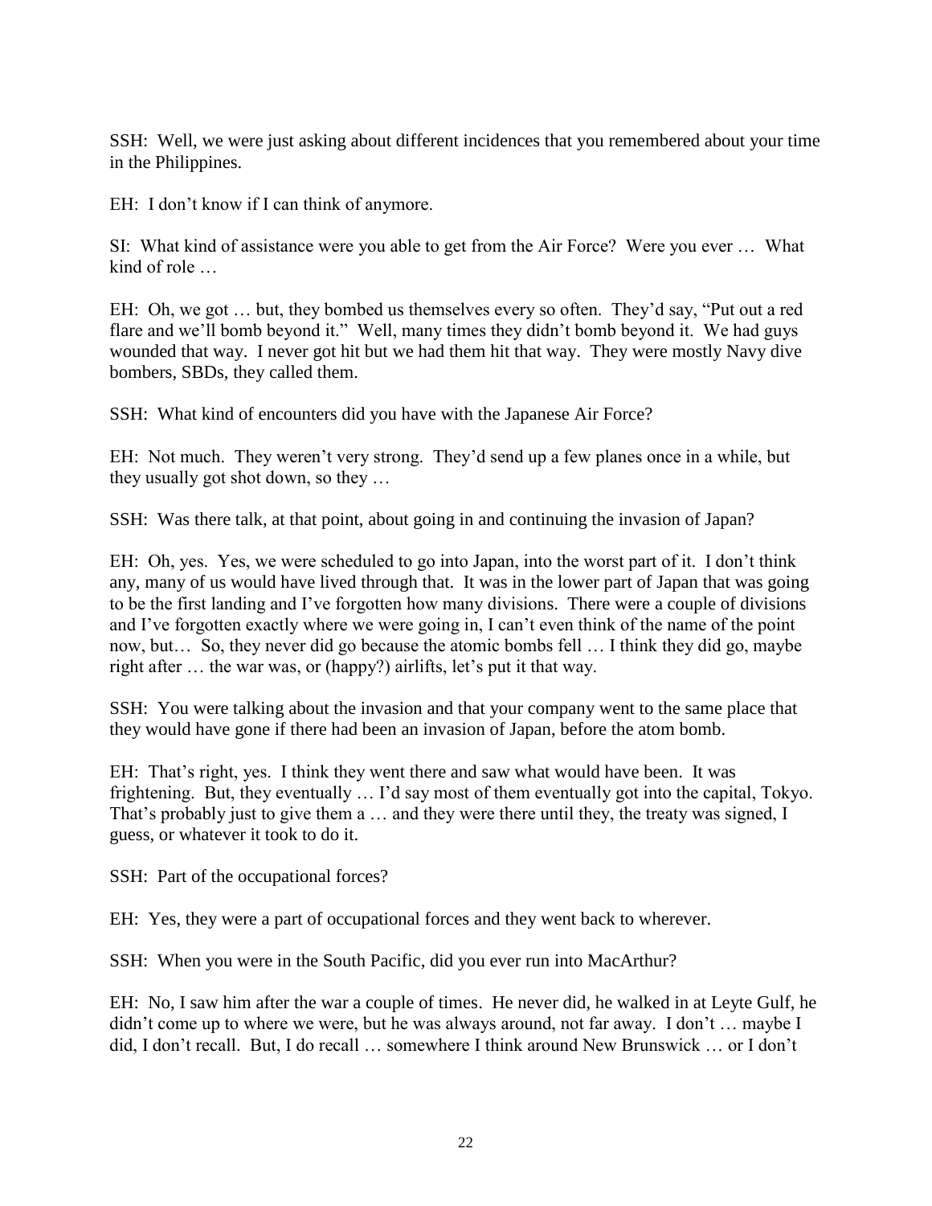SSH: Well, we were just asking about different incidences that you remembered about your time in the Philippines.

EH: I don't know if I can think of anymore.

SI: What kind of assistance were you able to get from the Air Force? Were you ever … What kind of role …

EH: Oh, we got … but, they bombed us themselves every so often. They'd say, "Put out a red flare and we'll bomb beyond it." Well, many times they didn't bomb beyond it. We had guys wounded that way. I never got hit but we had them hit that way. They were mostly Navy dive bombers, SBDs, they called them.

SSH: What kind of encounters did you have with the Japanese Air Force?

EH: Not much. They weren't very strong. They'd send up a few planes once in a while, but they usually got shot down, so they …

SSH: Was there talk, at that point, about going in and continuing the invasion of Japan?

EH: Oh, yes. Yes, we were scheduled to go into Japan, into the worst part of it. I don't think any, many of us would have lived through that. It was in the lower part of Japan that was going to be the first landing and I've forgotten how many divisions. There were a couple of divisions and I've forgotten exactly where we were going in, I can't even think of the name of the point now, but… So, they never did go because the atomic bombs fell … I think they did go, maybe right after … the war was, or (happy?) airlifts, let's put it that way.

SSH: You were talking about the invasion and that your company went to the same place that they would have gone if there had been an invasion of Japan, before the atom bomb.

EH: That's right, yes. I think they went there and saw what would have been. It was frightening. But, they eventually … I'd say most of them eventually got into the capital, Tokyo. That's probably just to give them a … and they were there until they, the treaty was signed, I guess, or whatever it took to do it.

SSH: Part of the occupational forces?

EH: Yes, they were a part of occupational forces and they went back to wherever.

SSH: When you were in the South Pacific, did you ever run into MacArthur?

EH: No, I saw him after the war a couple of times. He never did, he walked in at Leyte Gulf, he didn't come up to where we were, but he was always around, not far away. I don't … maybe I did, I don't recall. But, I do recall … somewhere I think around New Brunswick … or I don't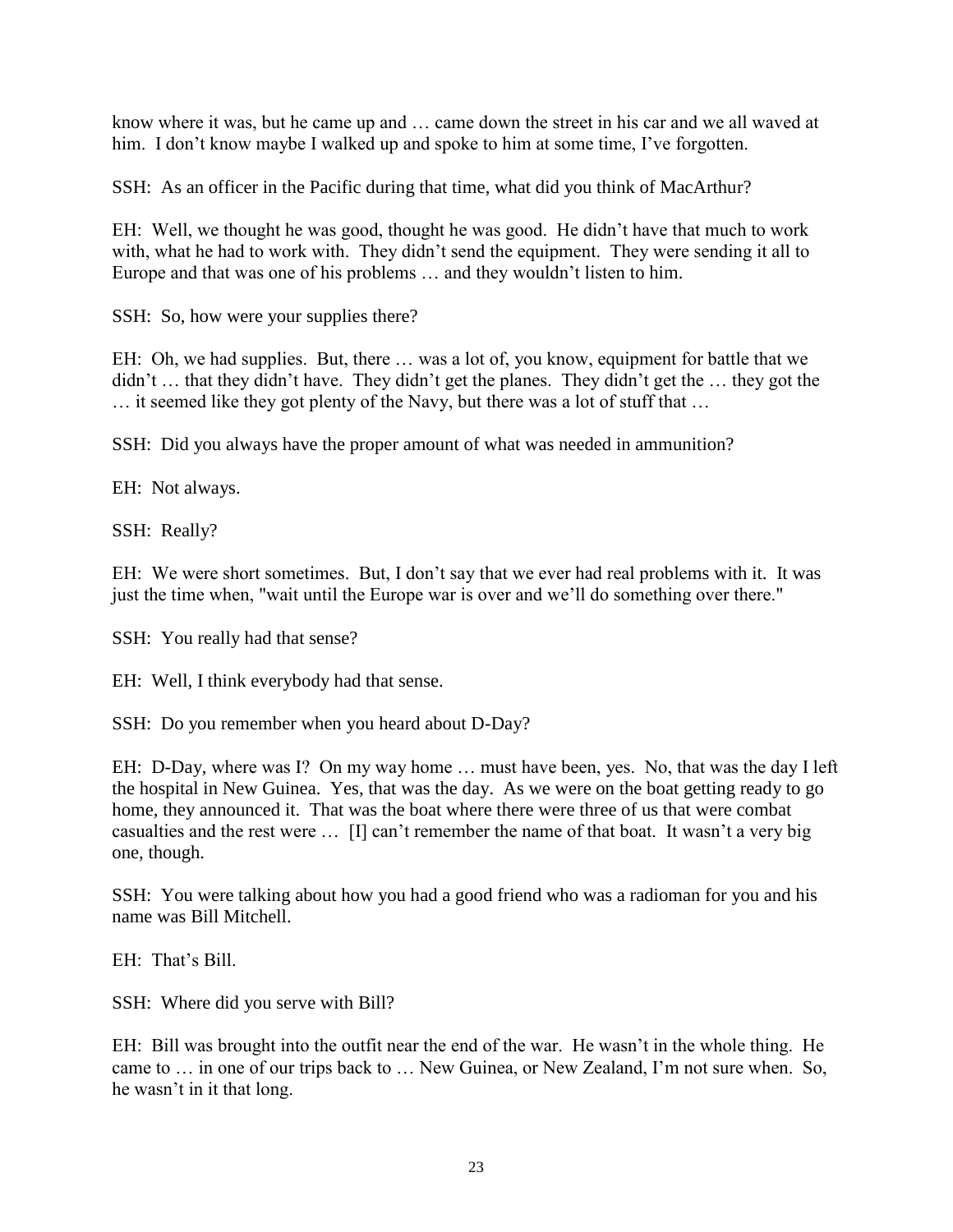know where it was, but he came up and … came down the street in his car and we all waved at him. I don't know maybe I walked up and spoke to him at some time, I've forgotten.

SSH: As an officer in the Pacific during that time, what did you think of MacArthur?

EH: Well, we thought he was good, thought he was good. He didn't have that much to work with, what he had to work with. They didn't send the equipment. They were sending it all to Europe and that was one of his problems … and they wouldn't listen to him.

SSH: So, how were your supplies there?

EH: Oh, we had supplies. But, there … was a lot of, you know, equipment for battle that we didn't … that they didn't have. They didn't get the planes. They didn't get the … they got the … it seemed like they got plenty of the Navy, but there was a lot of stuff that …

SSH: Did you always have the proper amount of what was needed in ammunition?

EH: Not always.

SSH: Really?

EH: We were short sometimes. But, I don't say that we ever had real problems with it. It was just the time when, "wait until the Europe war is over and we'll do something over there."

SSH: You really had that sense?

EH: Well, I think everybody had that sense.

SSH: Do you remember when you heard about D-Day?

EH: D-Day, where was I? On my way home … must have been, yes. No, that was the day I left the hospital in New Guinea. Yes, that was the day. As we were on the boat getting ready to go home, they announced it. That was the boat where there were three of us that were combat casualties and the rest were … [I] can't remember the name of that boat. It wasn't a very big one, though.

SSH: You were talking about how you had a good friend who was a radioman for you and his name was Bill Mitchell.

EH: That's Bill.

SSH: Where did you serve with Bill?

EH: Bill was brought into the outfit near the end of the war. He wasn't in the whole thing. He came to … in one of our trips back to … New Guinea, or New Zealand, I'm not sure when. So, he wasn't in it that long.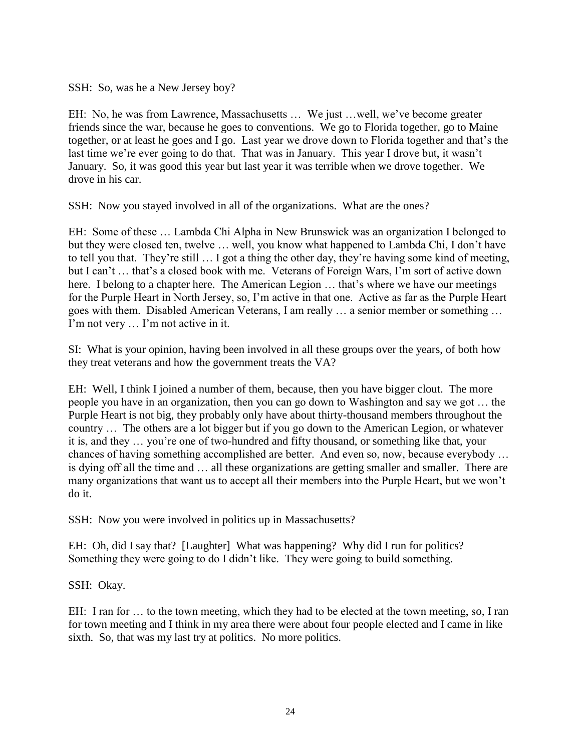SSH: So, was he a New Jersey boy?

EH: No, he was from Lawrence, Massachusetts … We just …well, we've become greater friends since the war, because he goes to conventions. We go to Florida together, go to Maine together, or at least he goes and I go. Last year we drove down to Florida together and that's the last time we're ever going to do that. That was in January. This year I drove but, it wasn't January. So, it was good this year but last year it was terrible when we drove together. We drove in his car.

SSH: Now you stayed involved in all of the organizations. What are the ones?

EH: Some of these … Lambda Chi Alpha in New Brunswick was an organization I belonged to but they were closed ten, twelve … well, you know what happened to Lambda Chi, I don't have to tell you that. They're still … I got a thing the other day, they're having some kind of meeting, but I can't … that's a closed book with me. Veterans of Foreign Wars, I'm sort of active down here. I belong to a chapter here. The American Legion … that's where we have our meetings for the Purple Heart in North Jersey, so, I'm active in that one. Active as far as the Purple Heart goes with them. Disabled American Veterans, I am really … a senior member or something … I'm not very … I'm not active in it.

SI: What is your opinion, having been involved in all these groups over the years, of both how they treat veterans and how the government treats the VA?

EH: Well, I think I joined a number of them, because, then you have bigger clout. The more people you have in an organization, then you can go down to Washington and say we got … the Purple Heart is not big, they probably only have about thirty-thousand members throughout the country … The others are a lot bigger but if you go down to the American Legion, or whatever it is, and they … you're one of two-hundred and fifty thousand, or something like that, your chances of having something accomplished are better. And even so, now, because everybody … is dying off all the time and … all these organizations are getting smaller and smaller. There are many organizations that want us to accept all their members into the Purple Heart, but we won't do it.

SSH: Now you were involved in politics up in Massachusetts?

EH: Oh, did I say that? [Laughter] What was happening? Why did I run for politics? Something they were going to do I didn't like. They were going to build something.

SSH: Okay.

EH: I ran for … to the town meeting, which they had to be elected at the town meeting, so, I ran for town meeting and I think in my area there were about four people elected and I came in like sixth. So, that was my last try at politics. No more politics.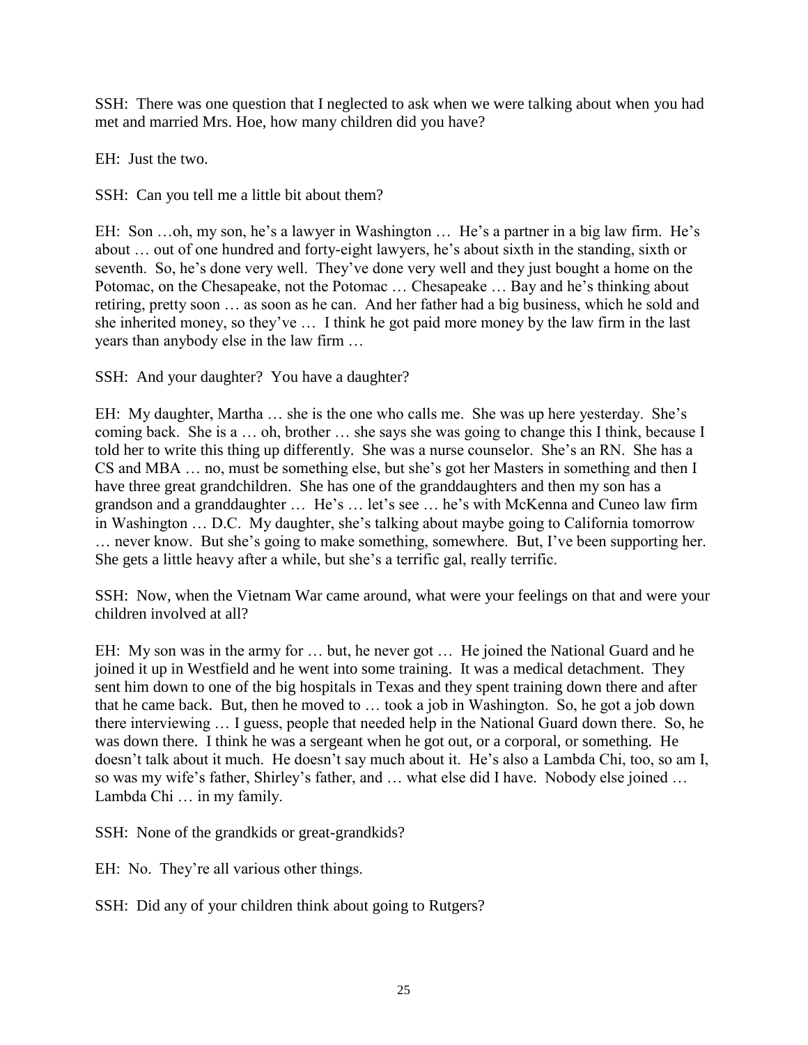SSH: There was one question that I neglected to ask when we were talking about when you had met and married Mrs. Hoe, how many children did you have?

EH: Just the two.

SSH: Can you tell me a little bit about them?

EH: Son …oh, my son, he's a lawyer in Washington … He's a partner in a big law firm. He's about … out of one hundred and forty-eight lawyers, he's about sixth in the standing, sixth or seventh. So, he's done very well. They've done very well and they just bought a home on the Potomac, on the Chesapeake, not the Potomac … Chesapeake … Bay and he's thinking about retiring, pretty soon … as soon as he can. And her father had a big business, which he sold and she inherited money, so they've … I think he got paid more money by the law firm in the last years than anybody else in the law firm …

SSH: And your daughter? You have a daughter?

EH: My daughter, Martha … she is the one who calls me. She was up here yesterday. She's coming back. She is a … oh, brother … she says she was going to change this I think, because I told her to write this thing up differently. She was a nurse counselor. She's an RN. She has a CS and MBA … no, must be something else, but she's got her Masters in something and then I have three great grandchildren. She has one of the granddaughters and then my son has a grandson and a granddaughter … He's … let's see … he's with McKenna and Cuneo law firm in Washington … D.C. My daughter, she's talking about maybe going to California tomorrow … never know. But she's going to make something, somewhere. But, I've been supporting her. She gets a little heavy after a while, but she's a terrific gal, really terrific.

SSH: Now, when the Vietnam War came around, what were your feelings on that and were your children involved at all?

EH: My son was in the army for … but, he never got … He joined the National Guard and he joined it up in Westfield and he went into some training. It was a medical detachment. They sent him down to one of the big hospitals in Texas and they spent training down there and after that he came back. But, then he moved to … took a job in Washington. So, he got a job down there interviewing … I guess, people that needed help in the National Guard down there. So, he was down there. I think he was a sergeant when he got out, or a corporal, or something. He doesn't talk about it much. He doesn't say much about it. He's also a Lambda Chi, too, so am I, so was my wife's father, Shirley's father, and … what else did I have. Nobody else joined … Lambda Chi … in my family.

SSH: None of the grandkids or great-grandkids?

EH: No. They're all various other things.

SSH: Did any of your children think about going to Rutgers?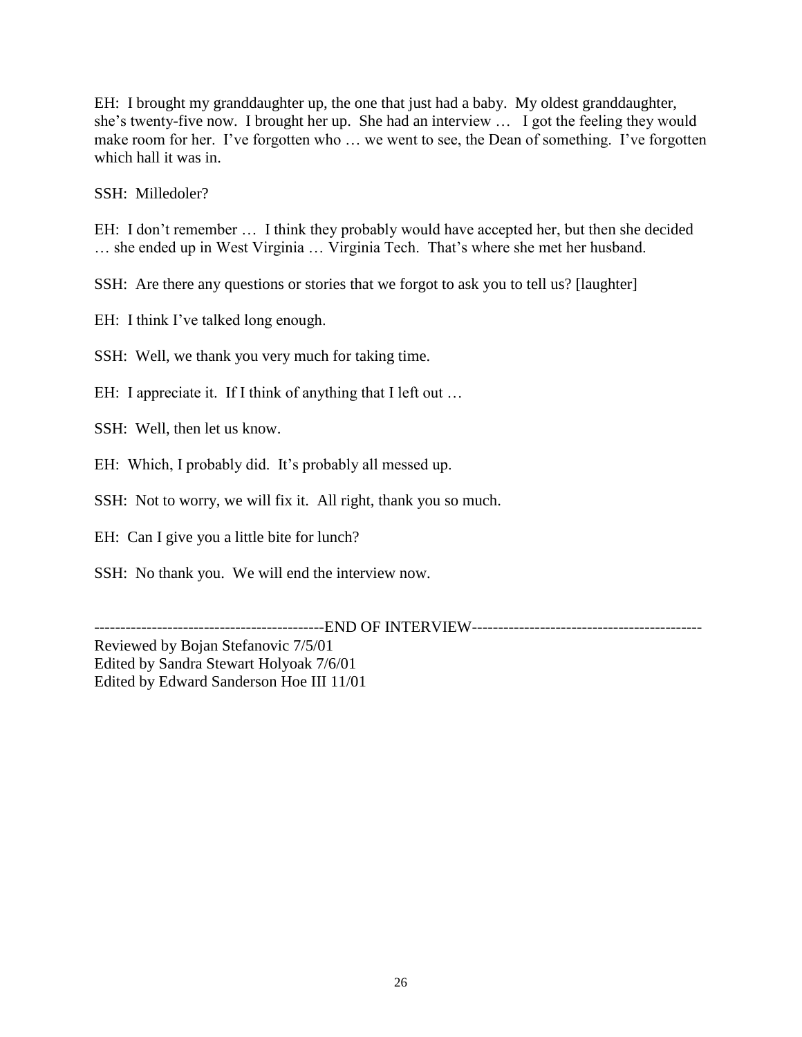EH: I brought my granddaughter up, the one that just had a baby. My oldest granddaughter, she's twenty-five now. I brought her up. She had an interview … I got the feeling they would make room for her. I've forgotten who … we went to see, the Dean of something. I've forgotten which hall it was in.

SSH: Milledoler?

EH: I don't remember … I think they probably would have accepted her, but then she decided … she ended up in West Virginia … Virginia Tech. That's where she met her husband.

SSH: Are there any questions or stories that we forgot to ask you to tell us? [laughter]

EH: I think I've talked long enough.

SSH: Well, we thank you very much for taking time.

EH: I appreciate it. If I think of anything that I left out …

SSH: Well, then let us know.

EH: Which, I probably did. It's probably all messed up.

SSH: Not to worry, we will fix it. All right, thank you so much.

EH: Can I give you a little bite for lunch?

SSH: No thank you. We will end the interview now.

--------------------------------------------END OF INTERVIEW--------------------------------------------

Reviewed by Bojan Stefanovic 7/5/01
Edited by Sandra Stewart Holyoak 7/6/01
Edited by Edward Sanderson Hoe III 11/01